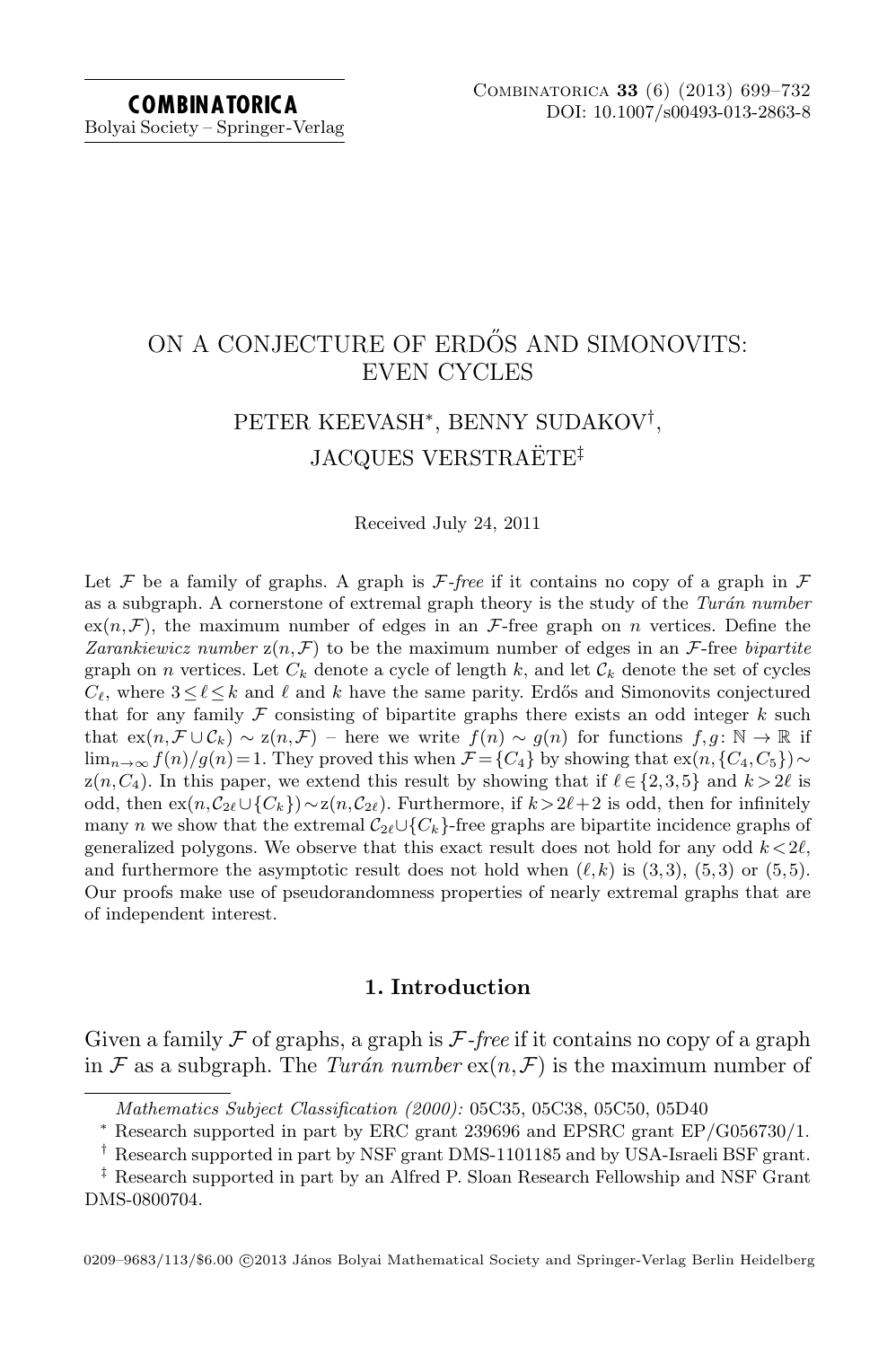# ON A CONJECTURE OF ERDŐS AND SIMONOVITS: EVEN CYCLES

PETER KEEVASH*, BENNY SUDAKOV†, JACQUES VERSTRAËTE‡

Received July 24, 2011

Let $\mathcal{F}$ be a family of graphs. A graph is $\mathcal{F}$*-free* if it contains no copy of a graph in $\mathcal{F}$ as a subgraph. A cornerstone of extremal graph theory is the study of the *Turán number* $\mathrm{ex}(n,\mathcal{F})$, the maximum number of edges in an $\mathcal{F}$-free graph on $n$ vertices. Define the *Zarankiewicz number* $\mathrm{z}(n,\mathcal{F})$ to be the maximum number of edges in an $\mathcal{F}$-free *bipartite* graph on $n$ vertices. Let $C_k$ denote a cycle of length $k$, and let $\mathcal{C}_k$ denote the set of cycles $C_\ell$, where $3 \le \ell \le k$ and $\ell$ and $k$ have the same parity. Erdős and Simonovits conjectured that for any family $\mathcal{F}$ consisting of bipartite graphs there exists an odd integer $k$ such that $\mathrm{ex}(n,\mathcal{F}\cup\mathcal{C}_k) \sim \mathrm{z}(n,\mathcal{F})$ – here we write $f(n) \sim g(n)$ for functions $f,g\colon \mathbb{N}\to\mathbb{R}$ if $\lim_{n\to\infty} f(n)/g(n)=1$. They proved this when $\mathcal{F}=\{C_4\}$ by showing that $\mathrm{ex}(n,\{C_4,C_5\})\sim \mathrm{z}(n,C_4)$. In this paper, we extend this result by showing that if $\ell\in\{2,3,5\}$ and $k>2\ell$ is odd, then $\mathrm{ex}(n,\mathcal{C}_{2\ell}\cup\{C_k\})\sim \mathrm{z}(n,\mathcal{C}_{2\ell})$. Furthermore, if $k>2\ell+2$ is odd, then for infinitely many $n$ we show that the extremal $\mathcal{C}_{2\ell}\cup\{C_k\}$-free graphs are bipartite incidence graphs of generalized polygons. We observe that this exact result does not hold for any odd $k<2\ell$, and furthermore the asymptotic result does not hold when $(\ell,k)$ is $(3,3)$, $(5,3)$ or $(5,5)$. Our proofs make use of pseudorandomness properties of nearly extremal graphs that are of independent interest.

## 1. Introduction

Given a family $\mathcal{F}$ of graphs, a graph is $\mathcal{F}$*-free* if it contains no copy of a graph in $\mathcal{F}$ as a subgraph. The *Turán number* $\mathrm{ex}(n,\mathcal{F})$ is the maximum number of

---

*Mathematics Subject Classification (2000):* 05C35, 05C38, 05C50, 05D40

\* Research supported in part by ERC grant 239696 and EPSRC grant EP/G056730/1.

† Research supported in part by NSF grant DMS-1101185 and by USA-Israeli BSF grant.

‡ Research supported in part by an Alfred P. Sloan Research Fellowship and NSF Grant DMS-0800704.

0209–9683/113/$6.00 ©2013 János Bolyai Mathematical Society and Springer-Verlag Berlin Heidelberg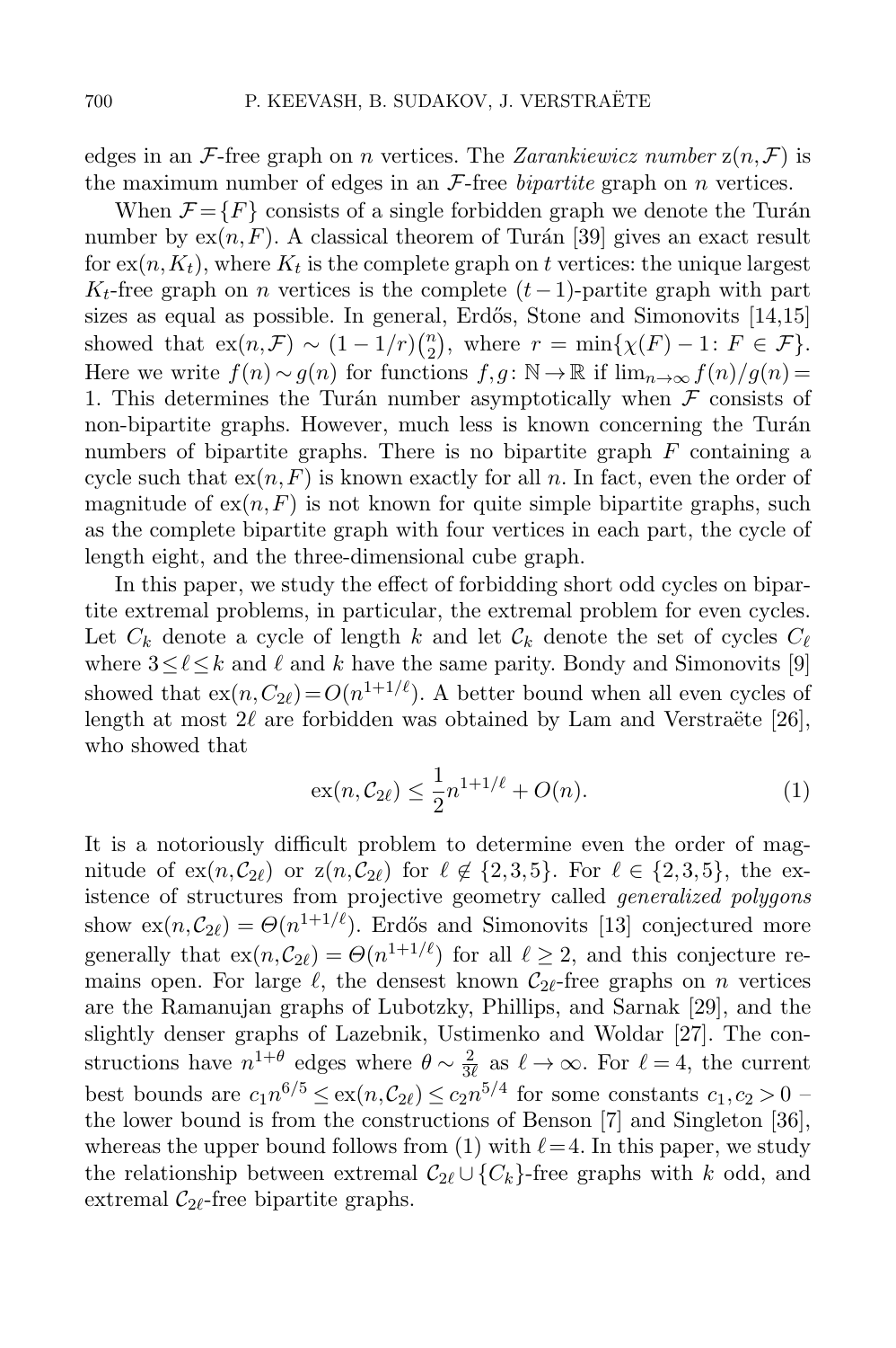edges in an $\mathcal{F}$-free graph on $n$ vertices. The *Zarankiewicz number* $\mathrm{z}(n,\mathcal{F})$ is the maximum number of edges in an $\mathcal{F}$-free *bipartite* graph on $n$ vertices.

When $\mathcal{F}=\{F\}$ consists of a single forbidden graph we denote the Turán number by $\mathrm{ex}(n,F)$. A classical theorem of Turán [39] gives an exact result for $\mathrm{ex}(n,K_t)$, where $K_t$ is the complete graph on $t$ vertices: the unique largest $K_t$-free graph on $n$ vertices is the complete $(t-1)$-partite graph with part sizes as equal as possible. In general, Erdős, Stone and Simonovits [14,15] showed that $\mathrm{ex}(n,\mathcal{F}) \sim (1-1/r)\binom{n}{2}$, where $r = \min\{\chi(F)-1\colon F \in \mathcal{F}\}$. Here we write $f(n) \sim g(n)$ for functions $f,g\colon \mathbb{N} \to \mathbb{R}$ if $\lim_{n\to\infty} f(n)/g(n) = 1$. This determines the Turán number asymptotically when $\mathcal{F}$ consists of non-bipartite graphs. However, much less is known concerning the Turán numbers of bipartite graphs. There is no bipartite graph $F$ containing a cycle such that $\mathrm{ex}(n,F)$ is known exactly for all $n$. In fact, even the order of magnitude of $\mathrm{ex}(n,F)$ is not known for quite simple bipartite graphs, such as the complete bipartite graph with four vertices in each part, the cycle of length eight, and the three-dimensional cube graph.

In this paper, we study the effect of forbidding short odd cycles on bipartite extremal problems, in particular, the extremal problem for even cycles. Let $C_k$ denote a cycle of length $k$ and let $\mathcal{C}_k$ denote the set of cycles $C_\ell$ where $3 \le \ell \le k$ and $\ell$ and $k$ have the same parity. Bondy and Simonovits [9] showed that $\mathrm{ex}(n,C_{2\ell}) = O(n^{1+1/\ell})$. A better bound when all even cycles of length at most $2\ell$ are forbidden was obtained by Lam and Verstraëte [26], who showed that

$$\mathrm{ex}(n,\mathcal{C}_{2\ell}) \le \frac{1}{2}n^{1+1/\ell} + O(n). \tag{1}$$

It is a notoriously difficult problem to determine even the order of magnitude of $\mathrm{ex}(n,\mathcal{C}_{2\ell})$ or $\mathrm{z}(n,\mathcal{C}_{2\ell})$ for $\ell \notin \{2,3,5\}$. For $\ell \in \{2,3,5\}$, the existence of structures from projective geometry called *generalized polygons* show $\mathrm{ex}(n,\mathcal{C}_{2\ell}) = \Theta(n^{1+1/\ell})$. Erdős and Simonovits [13] conjectured more generally that $\mathrm{ex}(n,\mathcal{C}_{2\ell}) = \Theta(n^{1+1/\ell})$ for all $\ell \ge 2$, and this conjecture remains open. For large $\ell$, the densest known $\mathcal{C}_{2\ell}$-free graphs on $n$ vertices are the Ramanujan graphs of Lubotzky, Phillips, and Sarnak [29], and the slightly denser graphs of Lazebnik, Ustimenko and Woldar [27]. The constructions have $n^{1+\theta}$ edges where $\theta \sim \frac{2}{3\ell}$ as $\ell \to \infty$. For $\ell = 4$, the current best bounds are $c_1 n^{6/5} \le \mathrm{ex}(n,\mathcal{C}_{2\ell}) \le c_2 n^{5/4}$ for some constants $c_1, c_2 > 0$ – the lower bound is from the constructions of Benson [7] and Singleton [36], whereas the upper bound follows from (1) with $\ell = 4$. In this paper, we study the relationship between extremal $\mathcal{C}_{2\ell} \cup \{C_k\}$-free graphs with $k$ odd, and extremal $\mathcal{C}_{2\ell}$-free bipartite graphs.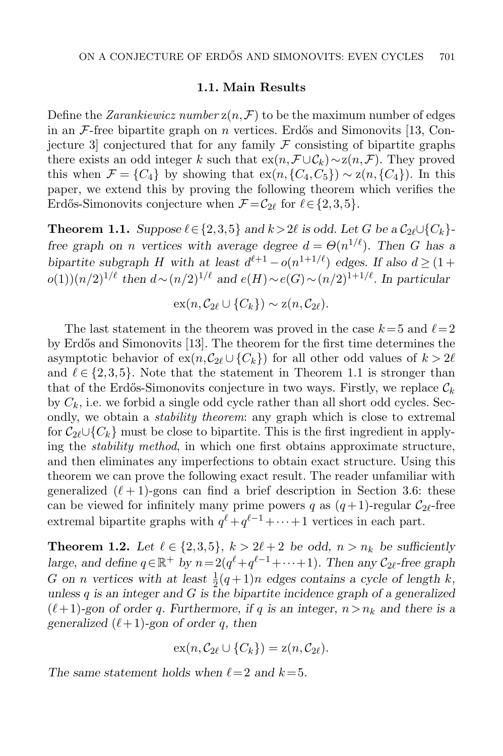### 1.1. Main Results

Define the *Zarankiewicz number* $\mathrm{z}(n,\mathcal{F})$ to be the maximum number of edges in an $\mathcal{F}$-free bipartite graph on $n$ vertices. Erdős and Simonovits [13, Conjecture 3] conjectured that for any family $\mathcal{F}$ consisting of bipartite graphs there exists an odd integer $k$ such that $\mathrm{ex}(n,\mathcal{F}\cup\mathcal{C}_k)\sim\mathrm{z}(n,\mathcal{F})$. They proved this when $\mathcal{F}=\{C_4\}$ by showing that $\mathrm{ex}(n,\{C_4,C_5\})\sim\mathrm{z}(n,\{C_4\})$. In this paper, we extend this by proving the following theorem which verifies the Erdős-Simonovits conjecture when $\mathcal{F}=\mathcal{C}_{2\ell}$ for $\ell\in\{2,3,5\}$.

**Theorem 1.1.** *Suppose $\ell\in\{2,3,5\}$ and $k>2\ell$ is odd. Let $G$ be a $\mathcal{C}_{2\ell}\cup\{C_k\}$-free graph on $n$ vertices with average degree $d=\Theta(n^{1/\ell})$. Then $G$ has a bipartite subgraph $H$ with at least $d^{\ell+1}-o(n^{1+1/\ell})$ edges. If also $d\geq(1+o(1))(n/2)^{1/\ell}$ then $d\sim(n/2)^{1/\ell}$ and $e(H)\sim e(G)\sim(n/2)^{1+1/\ell}$. In particular*

$$\mathrm{ex}(n,\mathcal{C}_{2\ell}\cup\{C_k\})\sim\mathrm{z}(n,\mathcal{C}_{2\ell}).$$

The last statement in the theorem was proved in the case $k=5$ and $\ell=2$ by Erdős and Simonovits [13]. The theorem for the first time determines the asymptotic behavior of $\mathrm{ex}(n,\mathcal{C}_{2\ell}\cup\{C_k\})$ for all other odd values of $k>2\ell$ and $\ell\in\{2,3,5\}$. Note that the statement in Theorem 1.1 is stronger than that of the Erdős-Simonovits conjecture in two ways. Firstly, we replace $\mathcal{C}_k$ by $C_k$, i.e. we forbid a single odd cycle rather than all short odd cycles. Secondly, we obtain a *stability theorem*: any graph which is close to extremal for $\mathcal{C}_{2\ell}\cup\{C_k\}$ must be close to bipartite. This is the first ingredient in applying the *stability method*, in which one first obtains approximate structure, and then eliminates any imperfections to obtain exact structure. Using this theorem we can prove the following exact result. The reader unfamiliar with generalized $(\ell+1)$-gons can find a brief description in Section 3.6: these can be viewed for infinitely many prime powers $q$ as $(q+1)$-regular $\mathcal{C}_{2\ell}$-free extremal bipartite graphs with $q^\ell+q^{\ell-1}+\cdots+1$ vertices in each part.

**Theorem 1.2.** *Let $\ell\in\{2,3,5\}$, $k>2\ell+2$ be odd, $n>n_k$ be sufficiently large, and define $q\in\mathbb{R}^+$ by $n=2(q^\ell+q^{\ell-1}+\cdots+1)$. Then any $\mathcal{C}_{2\ell}$-free graph $G$ on $n$ vertices with at least $\frac{1}{2}(q+1)n$ edges contains a cycle of length $k$, unless $q$ is an integer and $G$ is the bipartite incidence graph of a generalized $(\ell+1)$-gon of order $q$. Furthermore, if $q$ is an integer, $n>n_k$ and there is a generalized $(\ell+1)$-gon of order $q$, then*

$$\mathrm{ex}(n,\mathcal{C}_{2\ell}\cup\{C_k\})=\mathrm{z}(n,\mathcal{C}_{2\ell}).$$

*The same statement holds when $\ell=2$ and $k=5$.*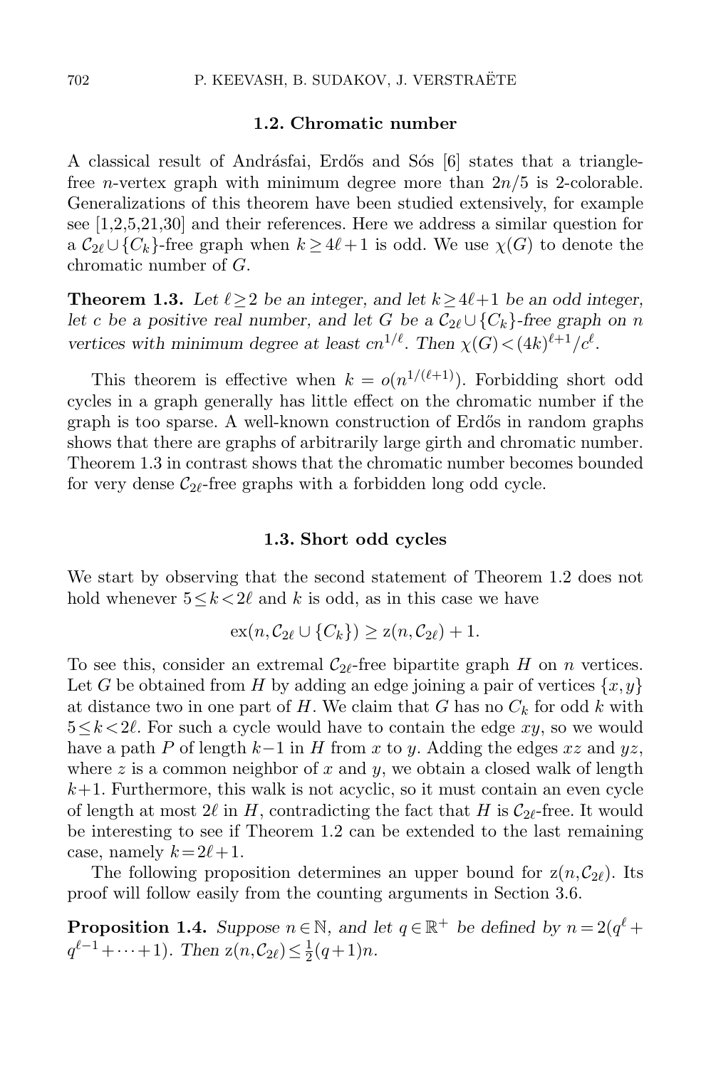### 1.2. Chromatic number

A classical result of Andrásfai, Erdős and Sós [6] states that a triangle-free $n$-vertex graph with minimum degree more than $2n/5$ is 2-colorable. Generalizations of this theorem have been studied extensively, for example see [1,2,5,21,30] and their references. Here we address a similar question for a $\mathcal{C}_{2\ell} \cup \{C_k\}$-free graph when $k \geq 4\ell+1$ is odd. We use $\chi(G)$ to denote the chromatic number of $G$.

**Theorem 1.3.** *Let $\ell \geq 2$ be an integer, and let $k \geq 4\ell+1$ be an odd integer, let $c$ be a positive real number, and let $G$ be a $\mathcal{C}_{2\ell} \cup \{C_k\}$-free graph on $n$ vertices with minimum degree at least $cn^{1/\ell}$. Then $\chi(G) < (4k)^{\ell+1}/c^{\ell}$.*

This theorem is effective when $k = o(n^{1/(\ell+1)})$. Forbidding short odd cycles in a graph generally has little effect on the chromatic number if the graph is too sparse. A well-known construction of Erdős in random graphs shows that there are graphs of arbitrarily large girth and chromatic number. Theorem 1.3 in contrast shows that the chromatic number becomes bounded for very dense $\mathcal{C}_{2\ell}$-free graphs with a forbidden long odd cycle.

### 1.3. Short odd cycles

We start by observing that the second statement of Theorem 1.2 does not hold whenever $5 \leq k < 2\ell$ and $k$ is odd, as in this case we have

$$\mathrm{ex}(n, \mathcal{C}_{2\ell} \cup \{C_k\}) \geq \mathrm{z}(n, \mathcal{C}_{2\ell}) + 1.$$

To see this, consider an extremal $\mathcal{C}_{2\ell}$-free bipartite graph $H$ on $n$ vertices. Let $G$ be obtained from $H$ by adding an edge joining a pair of vertices $\{x,y\}$ at distance two in one part of $H$. We claim that $G$ has no $C_k$ for odd $k$ with $5 \leq k < 2\ell$. For such a cycle would have to contain the edge $xy$, so we would have a path $P$ of length $k-1$ in $H$ from $x$ to $y$. Adding the edges $xz$ and $yz$, where $z$ is a common neighbor of $x$ and $y$, we obtain a closed walk of length $k+1$. Furthermore, this walk is not acyclic, so it must contain an even cycle of length at most $2\ell$ in $H$, contradicting the fact that $H$ is $\mathcal{C}_{2\ell}$-free. It would be interesting to see if Theorem 1.2 can be extended to the last remaining case, namely $k = 2\ell+1$.

The following proposition determines an upper bound for $\mathrm{z}(n, \mathcal{C}_{2\ell})$. Its proof will follow easily from the counting arguments in Section 3.6.

**Proposition 1.4.** *Suppose $n \in \mathbb{N}$, and let $q \in \mathbb{R}^+$ be defined by $n = 2(q^{\ell} + q^{\ell-1} + \cdots + 1)$. Then $\mathrm{z}(n, \mathcal{C}_{2\ell}) \leq \frac{1}{2}(q+1)n$.*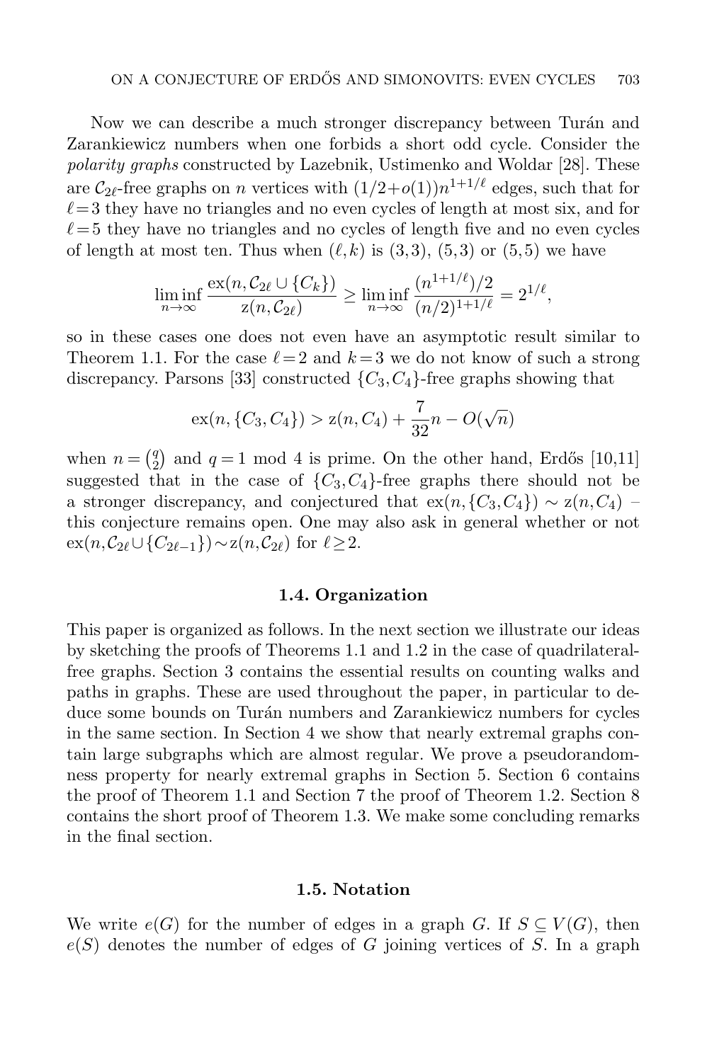Now we can describe a much stronger discrepancy between Turán and Zarankiewicz numbers when one forbids a short odd cycle. Consider the *polarity graphs* constructed by Lazebnik, Ustimenko and Woldar [28]. These are $\mathcal{C}_{2\ell}$-free graphs on $n$ vertices with $(1/2+o(1))n^{1+1/\ell}$ edges, such that for $\ell=3$ they have no triangles and no even cycles of length at most six, and for $\ell=5$ they have no triangles and no cycles of length five and no even cycles of length at most ten. Thus when $(\ell,k)$ is $(3,3)$, $(5,3)$ or $(5,5)$ we have

$$\liminf_{n\to\infty} \frac{\mathrm{ex}(n,\mathcal{C}_{2\ell}\cup\{C_k\})}{\mathrm{z}(n,\mathcal{C}_{2\ell})} \geq \liminf_{n\to\infty} \frac{(n^{1+1/\ell})/2}{(n/2)^{1+1/\ell}} = 2^{1/\ell},$$

so in these cases one does not even have an asymptotic result similar to Theorem 1.1. For the case $\ell=2$ and $k=3$ we do not know of such a strong discrepancy. Parsons [33] constructed $\{C_3,C_4\}$-free graphs showing that

$$\mathrm{ex}(n,\{C_3,C_4\}) > \mathrm{z}(n,C_4) + \frac{7}{32}n - O(\sqrt{n})$$

when $n=\binom{q}{2}$ and $q=1 \bmod 4$ is prime. On the other hand, Erdős [10,11] suggested that in the case of $\{C_3,C_4\}$-free graphs there should not be a stronger discrepancy, and conjectured that $\mathrm{ex}(n,\{C_3,C_4\}) \sim \mathrm{z}(n,C_4)$ – this conjecture remains open. One may also ask in general whether or not $\mathrm{ex}(n,\mathcal{C}_{2\ell}\cup\{C_{2\ell-1}\})\sim \mathrm{z}(n,\mathcal{C}_{2\ell})$ for $\ell\geq 2$.

### 1.4. Organization

This paper is organized as follows. In the next section we illustrate our ideas by sketching the proofs of Theorems 1.1 and 1.2 in the case of quadrilateral-free graphs. Section 3 contains the essential results on counting walks and paths in graphs. These are used throughout the paper, in particular to deduce some bounds on Turán numbers and Zarankiewicz numbers for cycles in the same section. In Section 4 we show that nearly extremal graphs contain large subgraphs which are almost regular. We prove a pseudorandomness property for nearly extremal graphs in Section 5. Section 6 contains the proof of Theorem 1.1 and Section 7 the proof of Theorem 1.2. Section 8 contains the short proof of Theorem 1.3. We make some concluding remarks in the final section.

### 1.5. Notation

We write $e(G)$ for the number of edges in a graph $G$. If $S\subseteq V(G)$, then $e(S)$ denotes the number of edges of $G$ joining vertices of $S$. In a graph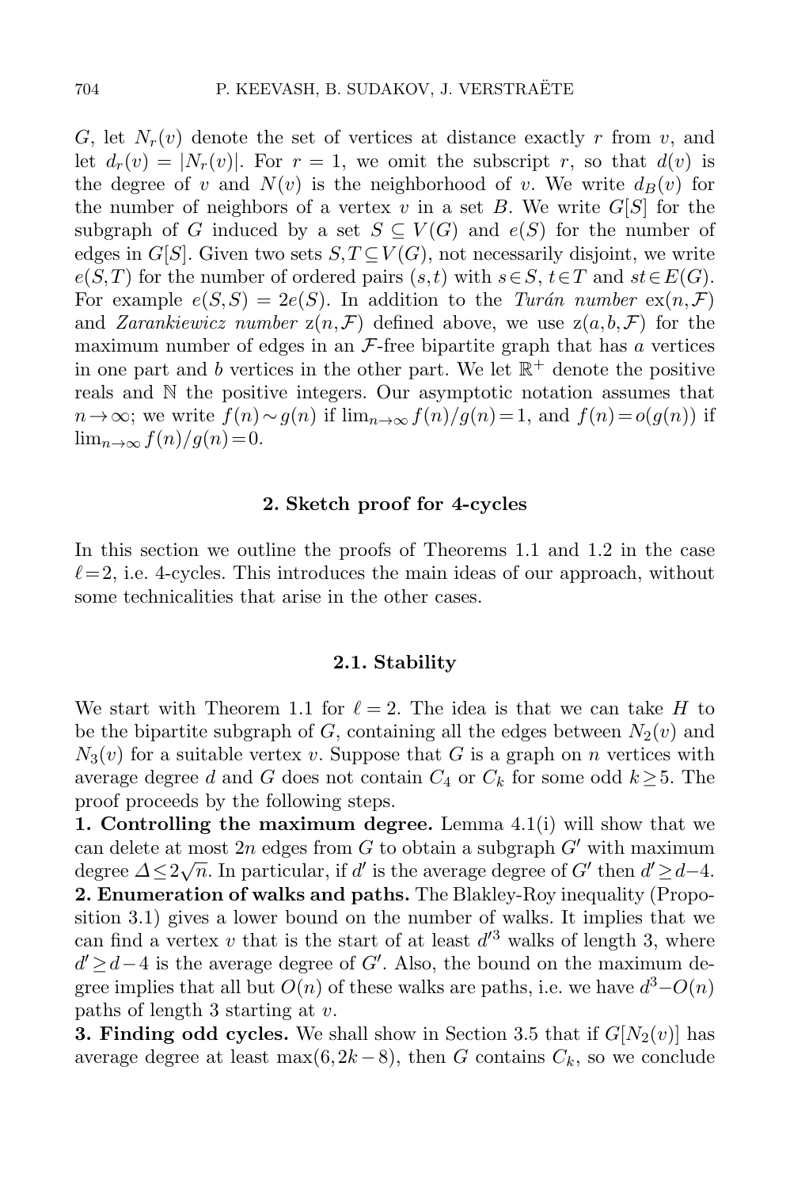$G$, let $N_r(v)$ denote the set of vertices at distance exactly $r$ from $v$, and let $d_r(v) = |N_r(v)|$. For $r = 1$, we omit the subscript $r$, so that $d(v)$ is the degree of $v$ and $N(v)$ is the neighborhood of $v$. We write $d_B(v)$ for the number of neighbors of a vertex $v$ in a set $B$. We write $G[S]$ for the subgraph of $G$ induced by a set $S \subseteq V(G)$ and $e(S)$ for the number of edges in $G[S]$. Given two sets $S, T \subseteq V(G)$, not necessarily disjoint, we write $e(S,T)$ for the number of ordered pairs $(s,t)$ with $s \in S$, $t \in T$ and $st \in E(G)$. For example $e(S,S) = 2e(S)$. In addition to the *Turán number* $\mathrm{ex}(n, \mathcal{F})$ and *Zarankiewicz number* $\mathrm{z}(n, \mathcal{F})$ defined above, we use $\mathrm{z}(a, b, \mathcal{F})$ for the maximum number of edges in an $\mathcal{F}$-free bipartite graph that has $a$ vertices in one part and $b$ vertices in the other part. We let $\mathbb{R}^+$ denote the positive reals and $\mathbb{N}$ the positive integers. Our asymptotic notation assumes that $n \to \infty$; we write $f(n) \sim g(n)$ if $\lim_{n\to\infty} f(n)/g(n) = 1$, and $f(n) = o(g(n))$ if $\lim_{n\to\infty} f(n)/g(n) = 0$.

## 2. Sketch proof for 4-cycles

In this section we outline the proofs of Theorems 1.1 and 1.2 in the case $\ell = 2$, i.e. 4-cycles. This introduces the main ideas of our approach, without some technicalities that arise in the other cases.

### 2.1. Stability

We start with Theorem 1.1 for $\ell = 2$. The idea is that we can take $H$ to be the bipartite subgraph of $G$, containing all the edges between $N_2(v)$ and $N_3(v)$ for a suitable vertex $v$. Suppose that $G$ is a graph on $n$ vertices with average degree $d$ and $G$ does not contain $C_4$ or $C_k$ for some odd $k \geq 5$. The proof proceeds by the following steps.

**1. Controlling the maximum degree.** Lemma 4.1(i) will show that we can delete at most $2n$ edges from $G$ to obtain a subgraph $G'$ with maximum degree $\Delta \leq 2\sqrt{n}$. In particular, if $d'$ is the average degree of $G'$ then $d' \geq d - 4$.

**2. Enumeration of walks and paths.** The Blakley-Roy inequality (Proposition 3.1) gives a lower bound on the number of walks. It implies that we can find a vertex $v$ that is the start of at least $d'^3$ walks of length 3, where $d' \geq d - 4$ is the average degree of $G'$. Also, the bound on the maximum degree implies that all but $O(n)$ of these walks are paths, i.e. we have $d^3 - O(n)$ paths of length 3 starting at $v$.

**3. Finding odd cycles.** We shall show in Section 3.5 that if $G[N_2(v)]$ has average degree at least $\max(6, 2k-8)$, then $G$ contains $C_k$, so we conclude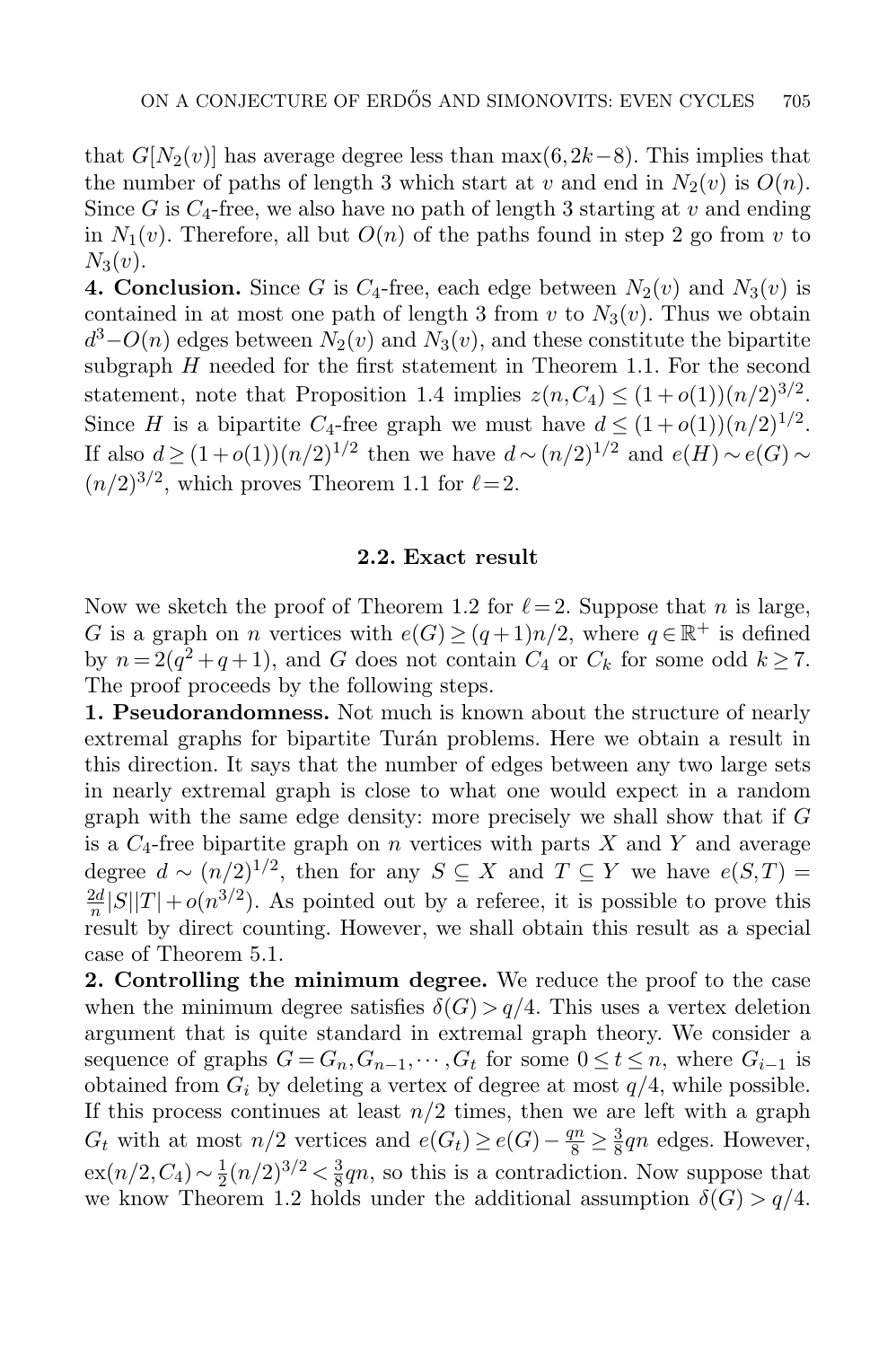that $G[N_2(v)]$ has average degree less than $\max(6, 2k-8)$. This implies that the number of paths of length 3 which start at $v$ and end in $N_2(v)$ is $O(n)$. Since $G$ is $C_4$-free, we also have no path of length 3 starting at $v$ and ending in $N_1(v)$. Therefore, all but $O(n)$ of the paths found in step 2 go from $v$ to $N_3(v)$.

**4. Conclusion.** Since $G$ is $C_4$-free, each edge between $N_2(v)$ and $N_3(v)$ is contained in at most one path of length 3 from $v$ to $N_3(v)$. Thus we obtain $d^3 - O(n)$ edges between $N_2(v)$ and $N_3(v)$, and these constitute the bipartite subgraph $H$ needed for the first statement in Theorem 1.1. For the second statement, note that Proposition 1.4 implies $z(n, C_4) \leq (1+o(1))(n/2)^{3/2}$. Since $H$ is a bipartite $C_4$-free graph we must have $d \leq (1+o(1))(n/2)^{1/2}$. If also $d \geq (1+o(1))(n/2)^{1/2}$ then we have $d \sim (n/2)^{1/2}$ and $e(H) \sim e(G) \sim (n/2)^{3/2}$, which proves Theorem 1.1 for $\ell = 2$.

## 2.2. Exact result

Now we sketch the proof of Theorem 1.2 for $\ell = 2$. Suppose that $n$ is large, $G$ is a graph on $n$ vertices with $e(G) \geq (q+1)n/2$, where $q \in \mathbb{R}^+$ is defined by $n = 2(q^2+q+1)$, and $G$ does not contain $C_4$ or $C_k$ for some odd $k \geq 7$. The proof proceeds by the following steps.

**1. Pseudorandomness.** Not much is known about the structure of nearly extremal graphs for bipartite Turán problems. Here we obtain a result in this direction. It says that the number of edges between any two large sets in nearly extremal graph is close to what one would expect in a random graph with the same edge density: more precisely we shall show that if $G$ is a $C_4$-free bipartite graph on $n$ vertices with parts $X$ and $Y$ and average degree $d \sim (n/2)^{1/2}$, then for any $S \subseteq X$ and $T \subseteq Y$ we have $e(S,T) = \frac{2d}{n}|S||T| + o(n^{3/2})$. As pointed out by a referee, it is possible to prove this result by direct counting. However, we shall obtain this result as a special case of Theorem 5.1.

**2. Controlling the minimum degree.** We reduce the proof to the case when the minimum degree satisfies $\delta(G) > q/4$. This uses a vertex deletion argument that is quite standard in extremal graph theory. We consider a sequence of graphs $G = G_n, G_{n-1}, \cdots, G_t$ for some $0 \leq t \leq n$, where $G_{i-1}$ is obtained from $G_i$ by deleting a vertex of degree at most $q/4$, while possible. If this process continues at least $n/2$ times, then we are left with a graph $G_t$ with at most $n/2$ vertices and $e(G_t) \geq e(G) - \frac{qn}{8} \geq \frac{3}{8}qn$ edges. However, $\mathrm{ex}(n/2, C_4) \sim \frac{1}{2}(n/2)^{3/2} < \frac{3}{8}qn$, so this is a contradiction. Now suppose that we know Theorem 1.2 holds under the additional assumption $\delta(G) > q/4$.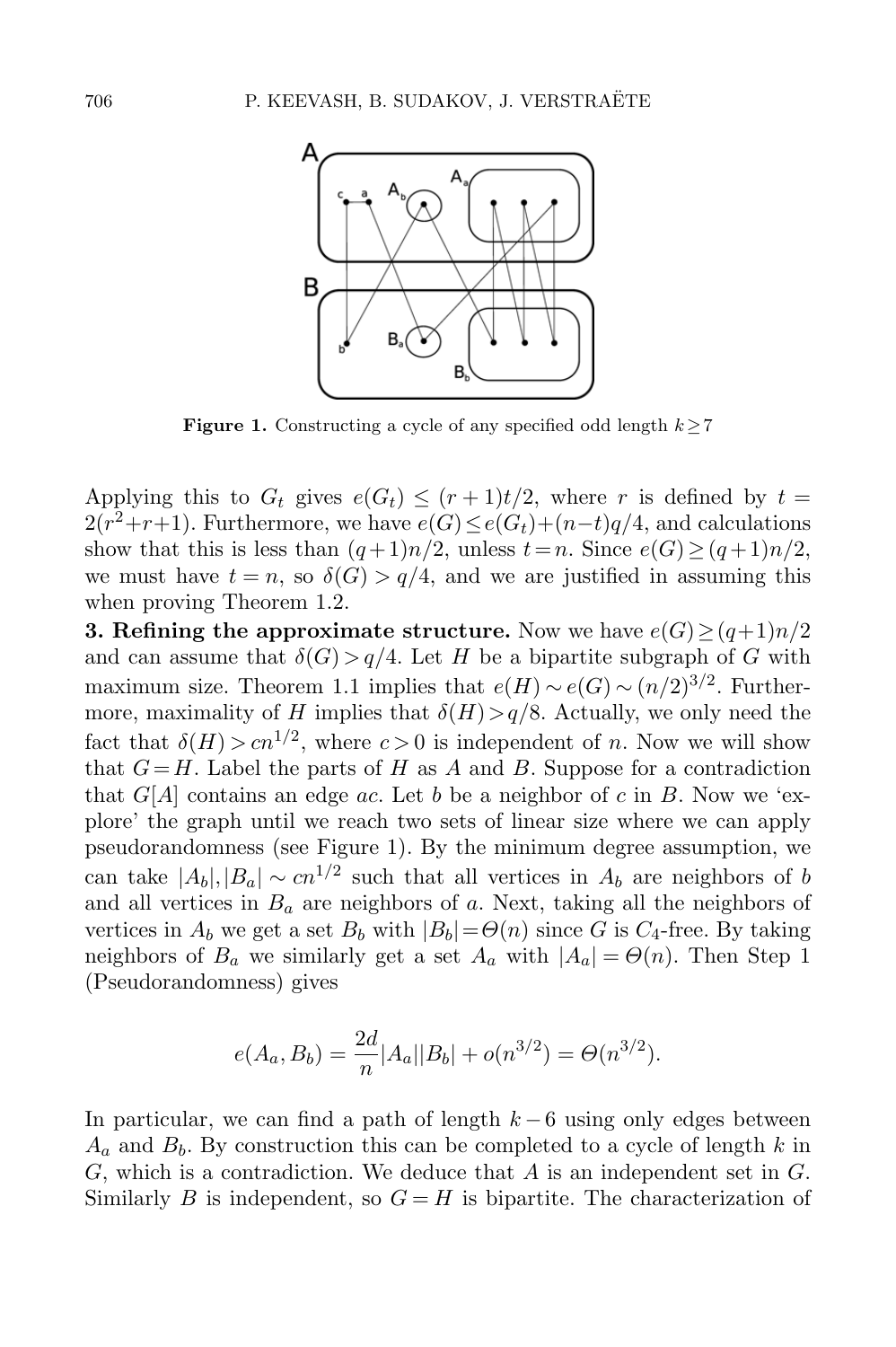**Figure 1.** Constructing a cycle of any specified odd length $k \geq 7$

Applying this to $G_t$ gives $e(G_t) \leq (r+1)t/2$, where $r$ is defined by $t = 2(r^2+r+1)$. Furthermore, we have $e(G) \leq e(G_t)+(n-t)q/4$, and calculations show that this is less than $(q+1)n/2$, unless $t=n$. Since $e(G) \geq (q+1)n/2$, we must have $t=n$, so $\delta(G) > q/4$, and we are justified in assuming this when proving Theorem 1.2.

**3. Refining the approximate structure.** Now we have $e(G) \geq (q+1)n/2$ and can assume that $\delta(G) > q/4$. Let $H$ be a bipartite subgraph of $G$ with maximum size. Theorem 1.1 implies that $e(H) \sim e(G) \sim (n/2)^{3/2}$. Furthermore, maximality of $H$ implies that $\delta(H) > q/8$. Actually, we only need the fact that $\delta(H) > cn^{1/2}$, where $c > 0$ is independent of $n$. Now we will show that $G = H$. Label the parts of $H$ as $A$ and $B$. Suppose for a contradiction that $G[A]$ contains an edge $ac$. Let $b$ be a neighbor of $c$ in $B$. Now we 'explore' the graph until we reach two sets of linear size where we can apply pseudorandomness (see Figure 1). By the minimum degree assumption, we can take $|A_b|, |B_a| \sim cn^{1/2}$ such that all vertices in $A_b$ are neighbors of $b$ and all vertices in $B_a$ are neighbors of $a$. Next, taking all the neighbors of vertices in $A_b$ we get a set $B_b$ with $|B_b| = \Theta(n)$ since $G$ is $C_4$-free. By taking neighbors of $B_a$ we similarly get a set $A_a$ with $|A_a| = \Theta(n)$. Then Step 1 (Pseudorandomness) gives

$$e(A_a, B_b) = \frac{2d}{n}|A_a||B_b| + o(n^{3/2}) = \Theta(n^{3/2}).$$

In particular, we can find a path of length $k-6$ using only edges between $A_a$ and $B_b$. By construction this can be completed to a cycle of length $k$ in $G$, which is a contradiction. We deduce that $A$ is an independent set in $G$. Similarly $B$ is independent, so $G = H$ is bipartite. The characterization of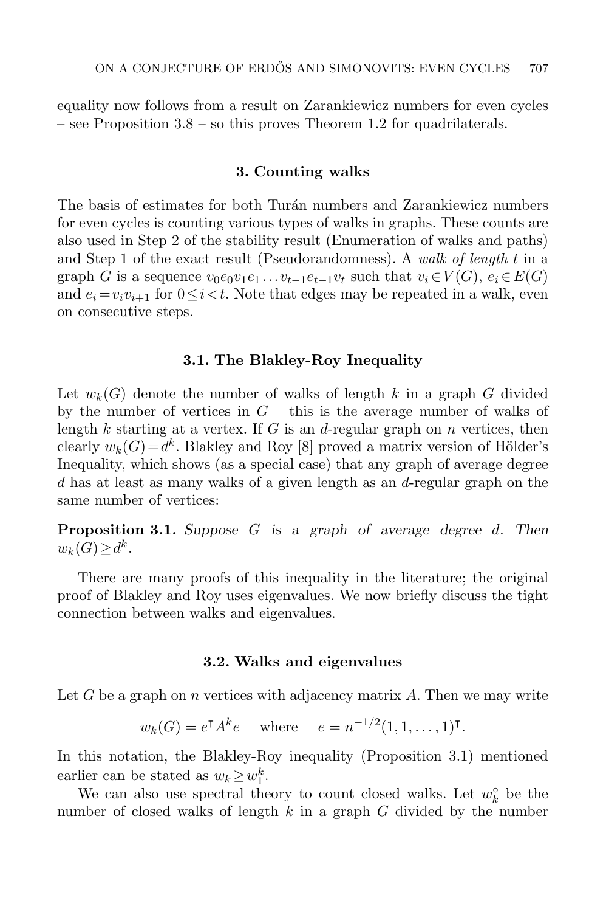equality now follows from a result on Zarankiewicz numbers for even cycles – see Proposition 3.8 – so this proves Theorem 1.2 for quadrilaterals.

## 3. Counting walks

The basis of estimates for both Turán numbers and Zarankiewicz numbers for even cycles is counting various types of walks in graphs. These counts are also used in Step 2 of the stability result (Enumeration of walks and paths) and Step 1 of the exact result (Pseudorandomness). A *walk of length $t$* in a graph $G$ is a sequence $v_0e_0v_1e_1\dots v_{t-1}e_{t-1}v_t$ such that $v_i \in V(G)$, $e_i \in E(G)$ and $e_i = v_iv_{i+1}$ for $0 \le i < t$. Note that edges may be repeated in a walk, even on consecutive steps.

### 3.1. The Blakley-Roy Inequality

Let $w_k(G)$ denote the number of walks of length $k$ in a graph $G$ divided by the number of vertices in $G$ – this is the average number of walks of length $k$ starting at a vertex. If $G$ is an $d$-regular graph on $n$ vertices, then clearly $w_k(G) = d^k$. Blakley and Roy [8] proved a matrix version of Hölder's Inequality, which shows (as a special case) that any graph of average degree $d$ has at least as many walks of a given length as an $d$-regular graph on the same number of vertices:

**Proposition 3.1.** *Suppose $G$ is a graph of average degree $d$. Then $w_k(G) \ge d^k$.*

There are many proofs of this inequality in the literature; the original proof of Blakley and Roy uses eigenvalues. We now briefly discuss the tight connection between walks and eigenvalues.

### 3.2. Walks and eigenvalues

Let $G$ be a graph on $n$ vertices with adjacency matrix $A$. Then we may write

$$w_k(G) = e^{\intercal} A^k e \quad \text{where} \quad e = n^{-1/2}(1,1,\dots,1)^{\intercal}.$$

In this notation, the Blakley-Roy inequality (Proposition 3.1) mentioned earlier can be stated as $w_k \ge w_1^k$.

We can also use spectral theory to count closed walks. Let $w_k^\circ$ be the number of closed walks of length $k$ in a graph $G$ divided by the number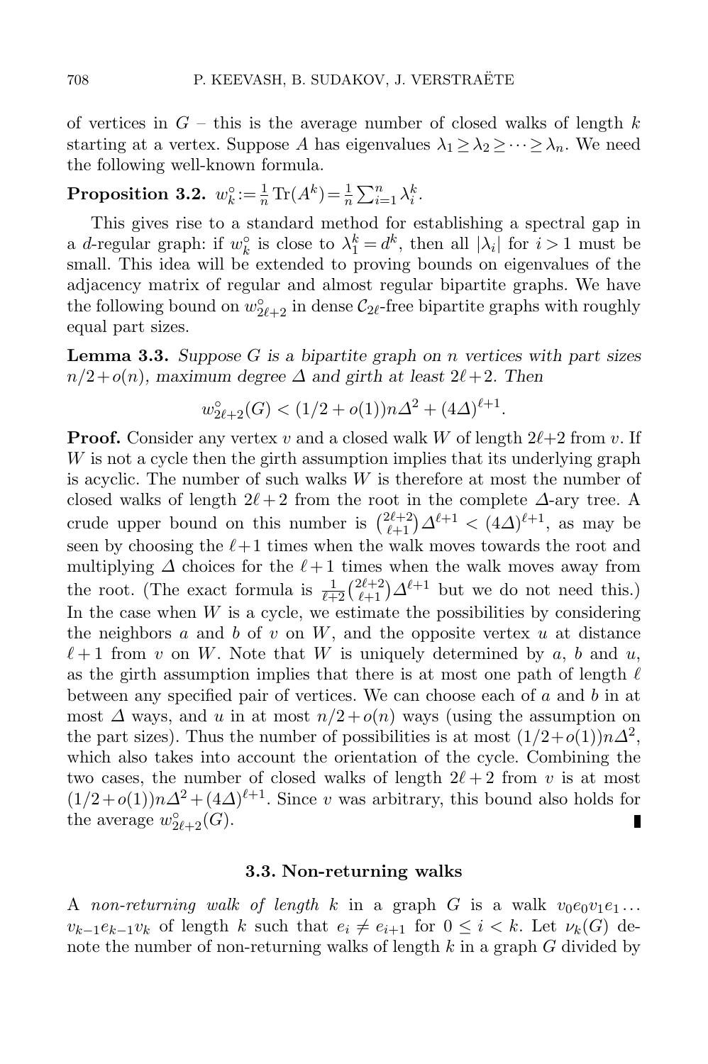of vertices in $G$ – this is the average number of closed walks of length $k$ starting at a vertex. Suppose $A$ has eigenvalues $\lambda_1 \geq \lambda_2 \geq \cdots \geq \lambda_n$. We need the following well-known formula.

**Proposition 3.2.** $w_k^\circ := \frac{1}{n}\operatorname{Tr}(A^k) = \frac{1}{n}\sum_{i=1}^n \lambda_i^k$.

This gives rise to a standard method for establishing a spectral gap in a $d$-regular graph: if $w_k^\circ$ is close to $\lambda_1^k = d^k$, then all $|\lambda_i|$ for $i>1$ must be small. This idea will be extended to proving bounds on eigenvalues of the adjacency matrix of regular and almost regular bipartite graphs. We have the following bound on $w_{2\ell+2}^\circ$ in dense $\mathcal{C}_{2\ell}$-free bipartite graphs with roughly equal part sizes.

**Lemma 3.3.** *Suppose $G$ is a bipartite graph on $n$ vertices with part sizes $n/2+o(n)$, maximum degree $\Delta$ and girth at least $2\ell+2$. Then*

$$w_{2\ell+2}^\circ(G) < (1/2+o(1))n\Delta^2 + (4\Delta)^{\ell+1}.$$

**Proof.** Consider any vertex $v$ and a closed walk $W$ of length $2\ell+2$ from $v$. If $W$ is not a cycle then the girth assumption implies that its underlying graph is acyclic. The number of such walks $W$ is therefore at most the number of closed walks of length $2\ell+2$ from the root in the complete $\Delta$-ary tree. A crude upper bound on this number is $\binom{2\ell+2}{\ell+1}\Delta^{\ell+1} < (4\Delta)^{\ell+1}$, as may be seen by choosing the $\ell+1$ times when the walk moves towards the root and multiplying $\Delta$ choices for the $\ell+1$ times when the walk moves away from the root. (The exact formula is $\frac{1}{\ell+2}\binom{2\ell+2}{\ell+1}\Delta^{\ell+1}$ but we do not need this.) In the case when $W$ is a cycle, we estimate the possibilities by considering the neighbors $a$ and $b$ of $v$ on $W$, and the opposite vertex $u$ at distance $\ell+1$ from $v$ on $W$. Note that $W$ is uniquely determined by $a$, $b$ and $u$, as the girth assumption implies that there is at most one path of length $\ell$ between any specified pair of vertices. We can choose each of $a$ and $b$ in at most $\Delta$ ways, and $u$ in at most $n/2+o(n)$ ways (using the assumption on the part sizes). Thus the number of possibilities is at most $(1/2+o(1))n\Delta^2$, which also takes into account the orientation of the cycle. Combining the two cases, the number of closed walks of length $2\ell+2$ from $v$ is at most $(1/2+o(1))n\Delta^2 + (4\Delta)^{\ell+1}$. Since $v$ was arbitrary, this bound also holds for the average $w_{2\ell+2}^\circ(G)$. ∎

### 3.3. Non-returning walks

A *non-returning walk of length $k$* in a graph $G$ is a walk $v_0e_0v_1e_1\dots v_{k-1}e_{k-1}v_k$ of length $k$ such that $e_i \neq e_{i+1}$ for $0 \leq i < k$. Let $\nu_k(G)$ denote the number of non-returning walks of length $k$ in a graph $G$ divided by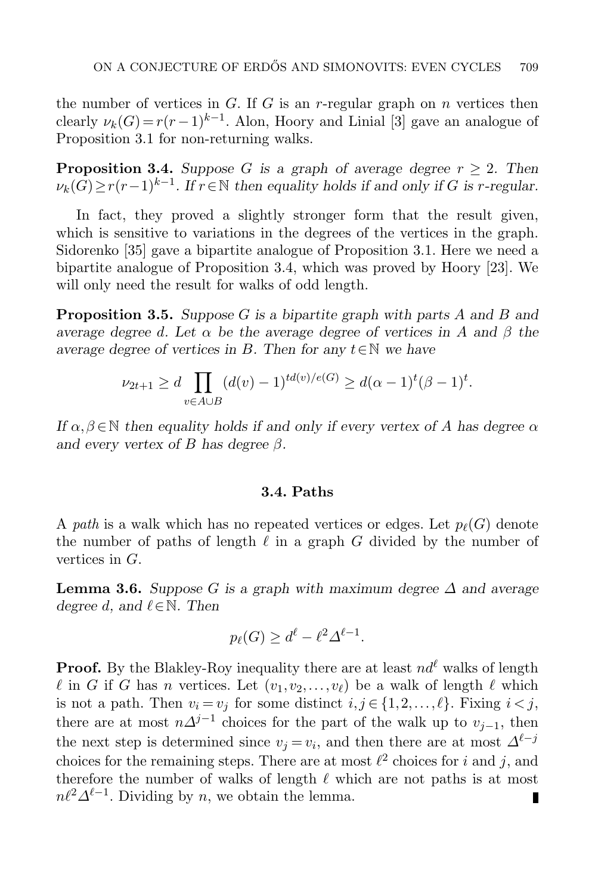the number of vertices in $G$. If $G$ is an $r$-regular graph on $n$ vertices then clearly $\nu_k(G) = r(r-1)^{k-1}$. Alon, Hoory and Linial [3] gave an analogue of Proposition 3.1 for non-returning walks.

**Proposition 3.4.** *Suppose $G$ is a graph of average degree $r \geq 2$. Then $\nu_k(G) \geq r(r-1)^{k-1}$. If $r \in \mathbb{N}$ then equality holds if and only if $G$ is $r$-regular.*

In fact, they proved a slightly stronger form that the result given, which is sensitive to variations in the degrees of the vertices in the graph. Sidorenko [35] gave a bipartite analogue of Proposition 3.1. Here we need a bipartite analogue of Proposition 3.4, which was proved by Hoory [23]. We will only need the result for walks of odd length.

**Proposition 3.5.** *Suppose $G$ is a bipartite graph with parts $A$ and $B$ and average degree $d$. Let $\alpha$ be the average degree of vertices in $A$ and $\beta$ the average degree of vertices in $B$. Then for any $t \in \mathbb{N}$ we have*

$$\nu_{2t+1} \geq d \prod_{v \in A \cup B} (d(v)-1)^{td(v)/e(G)} \geq d(\alpha-1)^t(\beta-1)^t.$$

*If $\alpha, \beta \in \mathbb{N}$ then equality holds if and only if every vertex of $A$ has degree $\alpha$ and every vertex of $B$ has degree $\beta$.*

### 3.4. Paths

A *path* is a walk which has no repeated vertices or edges. Let $p_\ell(G)$ denote the number of paths of length $\ell$ in a graph $G$ divided by the number of vertices in $G$.

**Lemma 3.6.** *Suppose $G$ is a graph with maximum degree $\Delta$ and average degree $d$, and $\ell \in \mathbb{N}$. Then*

$$p_\ell(G) \geq d^\ell - \ell^2 \Delta^{\ell-1}.$$

**Proof.** By the Blakley-Roy inequality there are at least $nd^\ell$ walks of length $\ell$ in $G$ if $G$ has $n$ vertices. Let $(v_1, v_2, \ldots, v_\ell)$ be a walk of length $\ell$ which is not a path. Then $v_i = v_j$ for some distinct $i, j \in \{1, 2, \ldots, \ell\}$. Fixing $i < j$, there are at most $n\Delta^{j-1}$ choices for the part of the walk up to $v_{j-1}$, then the next step is determined since $v_j = v_i$, and then there are at most $\Delta^{\ell-j}$ choices for the remaining steps. There are at most $\ell^2$ choices for $i$ and $j$, and therefore the number of walks of length $\ell$ which are not paths is at most $n\ell^2\Delta^{\ell-1}$. Dividing by $n$, we obtain the lemma. ∎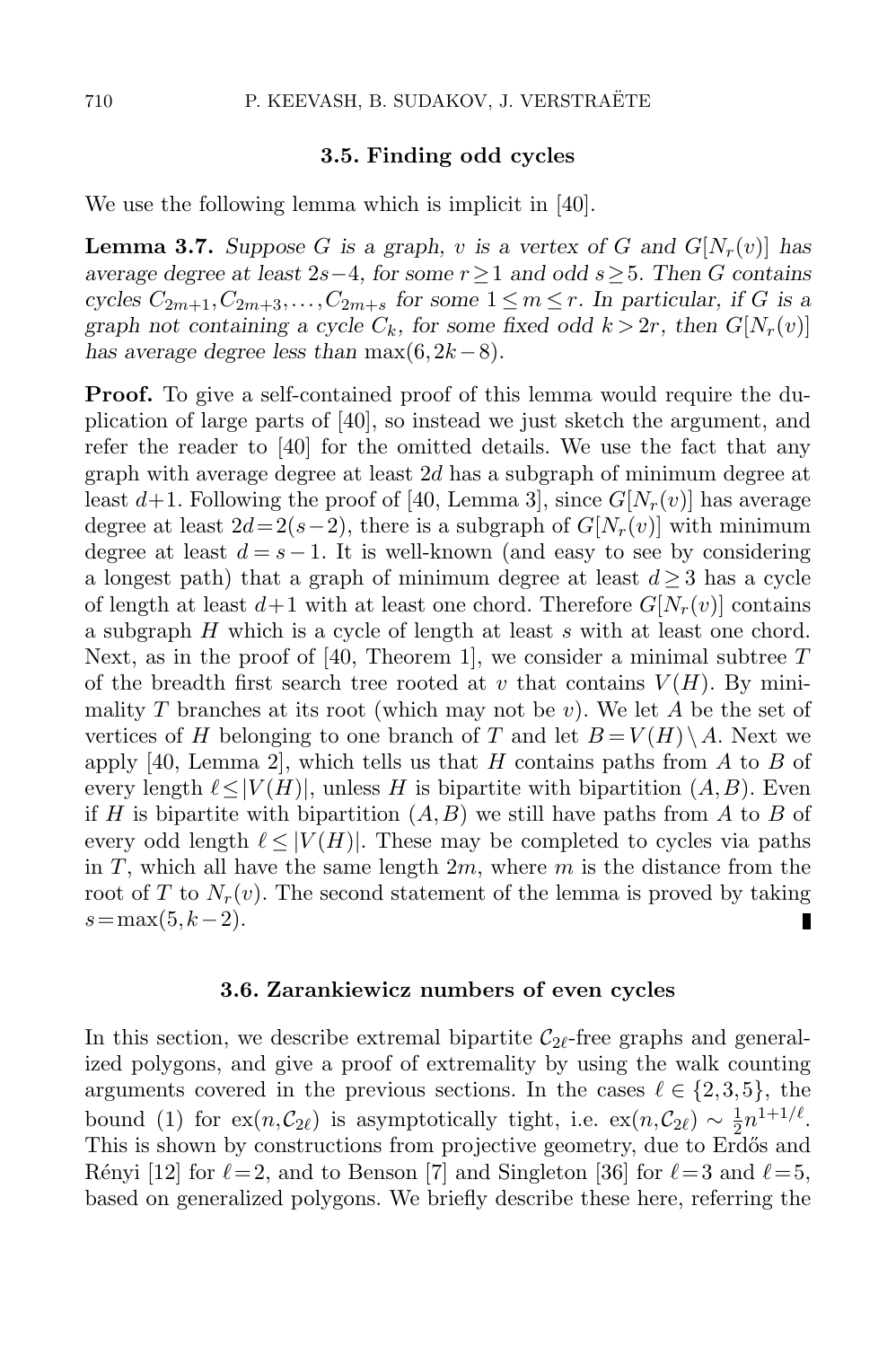### 3.5. Finding odd cycles

We use the following lemma which is implicit in [40].

**Lemma 3.7.** *Suppose $G$ is a graph, $v$ is a vertex of $G$ and $G[N_r(v)]$ has average degree at least $2s-4$, for some $r \geq 1$ and odd $s \geq 5$. Then $G$ contains cycles $C_{2m+1}, C_{2m+3}, \ldots, C_{2m+s}$ for some $1 \leq m \leq r$. In particular, if $G$ is a graph not containing a cycle $C_k$, for some fixed odd $k > 2r$, then $G[N_r(v)]$ has average degree less than $\max(6, 2k-8)$.*

**Proof.** To give a self-contained proof of this lemma would require the duplication of large parts of [40], so instead we just sketch the argument, and refer the reader to [40] for the omitted details. We use the fact that any graph with average degree at least $2d$ has a subgraph of minimum degree at least $d+1$. Following the proof of [40, Lemma 3], since $G[N_r(v)]$ has average degree at least $2d = 2(s-2)$, there is a subgraph of $G[N_r(v)]$ with minimum degree at least $d = s-1$. It is well-known (and easy to see by considering a longest path) that a graph of minimum degree at least $d \geq 3$ has a cycle of length at least $d+1$ with at least one chord. Therefore $G[N_r(v)]$ contains a subgraph $H$ which is a cycle of length at least $s$ with at least one chord. Next, as in the proof of [40, Theorem 1], we consider a minimal subtree $T$ of the breadth first search tree rooted at $v$ that contains $V(H)$. By minimality $T$ branches at its root (which may not be $v$). We let $A$ be the set of vertices of $H$ belonging to one branch of $T$ and let $B = V(H) \setminus A$. Next we apply [40, Lemma 2], which tells us that $H$ contains paths from $A$ to $B$ of every length $\ell \leq |V(H)|$, unless $H$ is bipartite with bipartition $(A,B)$. Even if $H$ is bipartite with bipartition $(A,B)$ we still have paths from $A$ to $B$ of every odd length $\ell \leq |V(H)|$. These may be completed to cycles via paths in $T$, which all have the same length $2m$, where $m$ is the distance from the root of $T$ to $N_r(v)$. The second statement of the lemma is proved by taking $s = \max(5, k-2)$. ∎

### 3.6. Zarankiewicz numbers of even cycles

In this section, we describe extremal bipartite $\mathcal{C}_{2\ell}$-free graphs and generalized polygons, and give a proof of extremality by using the walk counting arguments covered in the previous sections. In the cases $\ell \in \{2,3,5\}$, the bound (1) for $\mathrm{ex}(n, \mathcal{C}_{2\ell})$ is asymptotically tight, i.e. $\mathrm{ex}(n, \mathcal{C}_{2\ell}) \sim \frac{1}{2} n^{1+1/\ell}$. This is shown by constructions from projective geometry, due to Erdős and Rényi [12] for $\ell = 2$, and to Benson [7] and Singleton [36] for $\ell = 3$ and $\ell = 5$, based on generalized polygons. We briefly describe these here, referring the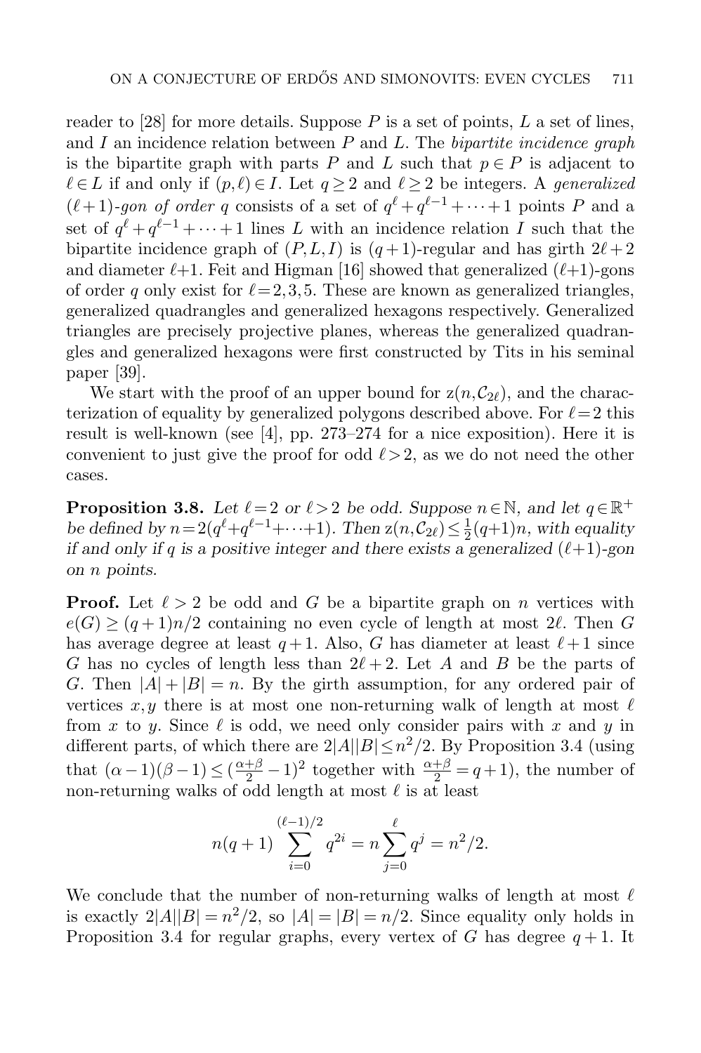reader to [28] for more details. Suppose $P$ is a set of points, $L$ a set of lines, and $I$ an incidence relation between $P$ and $L$. The *bipartite incidence graph* is the bipartite graph with parts $P$ and $L$ such that $p \in P$ is adjacent to $\ell \in L$ if and only if $(p,\ell) \in I$. Let $q \geq 2$ and $\ell \geq 2$ be integers. A *generalized* $(\ell+1)$*-gon of order* $q$ consists of a set of $q^\ell + q^{\ell-1} + \cdots + 1$ points $P$ and a set of $q^\ell + q^{\ell-1} + \cdots + 1$ lines $L$ with an incidence relation $I$ such that the bipartite incidence graph of $(P, L, I)$ is $(q+1)$-regular and has girth $2\ell+2$ and diameter $\ell+1$. Feit and Higman [16] showed that generalized $(\ell+1)$-gons of order $q$ only exist for $\ell = 2, 3, 5$. These are known as generalized triangles, generalized quadrangles and generalized hexagons respectively. Generalized triangles are precisely projective planes, whereas the generalized quadrangles and generalized hexagons were first constructed by Tits in his seminal paper [39].

We start with the proof of an upper bound for $\mathrm{z}(n, \mathcal{C}_{2\ell})$, and the characterization of equality by generalized polygons described above. For $\ell = 2$ this result is well-known (see [4], pp. 273–274 for a nice exposition). Here it is convenient to just give the proof for odd $\ell > 2$, as we do not need the other cases.

**Proposition 3.8.** *Let $\ell = 2$ or $\ell > 2$ be odd. Suppose $n \in \mathbb{N}$, and let $q \in \mathbb{R}^+$ be defined by $n = 2(q^\ell + q^{\ell-1} + \cdots + 1)$. Then $\mathrm{z}(n, \mathcal{C}_{2\ell}) \leq \frac{1}{2}(q+1)n$, with equality if and only if $q$ is a positive integer and there exists a generalized $(\ell+1)$-gon on $n$ points.*

**Proof.** Let $\ell > 2$ be odd and $G$ be a bipartite graph on $n$ vertices with $e(G) \geq (q+1)n/2$ containing no even cycle of length at most $2\ell$. Then $G$ has average degree at least $q+1$. Also, $G$ has diameter at least $\ell+1$ since $G$ has no cycles of length less than $2\ell+2$. Let $A$ and $B$ be the parts of $G$. Then $|A| + |B| = n$. By the girth assumption, for any ordered pair of vertices $x, y$ there is at most one non-returning walk of length at most $\ell$ from $x$ to $y$. Since $\ell$ is odd, we need only consider pairs with $x$ and $y$ in different parts, of which there are $2|A||B| \leq n^2/2$. By Proposition 3.4 (using that $(\alpha-1)(\beta-1) \leq (\frac{\alpha+\beta}{2} - 1)^2$ together with $\frac{\alpha+\beta}{2} = q+1$), the number of non-returning walks of odd length at most $\ell$ is at least

$$n(q+1) \sum_{i=0}^{(\ell-1)/2} q^{2i} = n \sum_{j=0}^{\ell} q^j = n^2/2.$$

We conclude that the number of non-returning walks of length at most $\ell$ is exactly $2|A||B| = n^2/2$, so $|A| = |B| = n/2$. Since equality only holds in Proposition 3.4 for regular graphs, every vertex of $G$ has degree $q+1$. It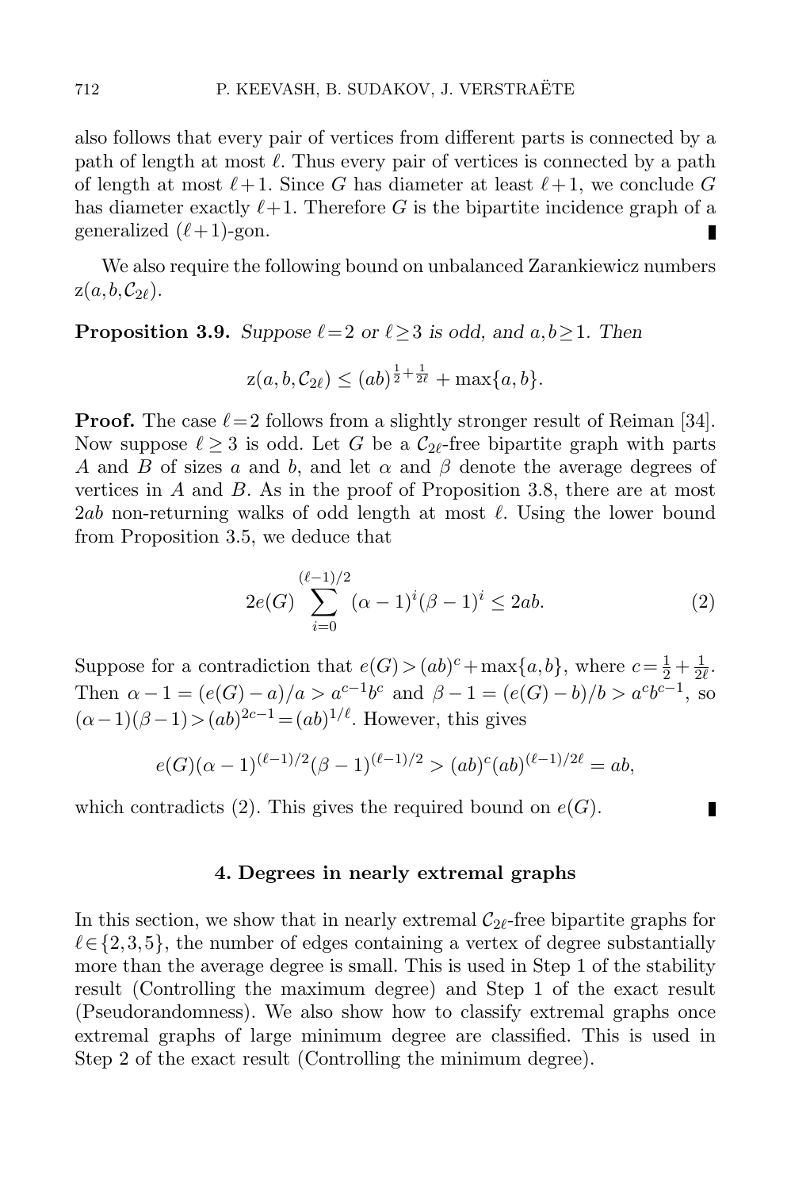also follows that every pair of vertices from different parts is connected by a path of length at most $\ell$. Thus every pair of vertices is connected by a path of length at most $\ell+1$. Since $G$ has diameter at least $\ell+1$, we conclude $G$ has diameter exactly $\ell+1$. Therefore $G$ is the bipartite incidence graph of a generalized $(\ell+1)$-gon. ∎

We also require the following bound on unbalanced Zarankiewicz numbers $\mathrm{z}(a,b,\mathcal{C}_{2\ell})$.

**Proposition 3.9.** *Suppose $\ell=2$ or $\ell\geq 3$ is odd, and $a,b\geq 1$. Then*

$$\mathrm{z}(a,b,\mathcal{C}_{2\ell}) \leq (ab)^{\frac{1}{2}+\frac{1}{2\ell}} + \max\{a,b\}.$$

**Proof.** The case $\ell=2$ follows from a slightly stronger result of Reiman [34]. Now suppose $\ell \geq 3$ is odd. Let $G$ be a $\mathcal{C}_{2\ell}$-free bipartite graph with parts $A$ and $B$ of sizes $a$ and $b$, and let $\alpha$ and $\beta$ denote the average degrees of vertices in $A$ and $B$. As in the proof of Proposition 3.8, there are at most $2ab$ non-returning walks of odd length at most $\ell$. Using the lower bound from Proposition 3.5, we deduce that

$$2e(G)\sum_{i=0}^{(\ell-1)/2}(\alpha-1)^i(\beta-1)^i \leq 2ab. \tag{2}$$

Suppose for a contradiction that $e(G)>(ab)^c+\max\{a,b\}$, where $c=\frac{1}{2}+\frac{1}{2\ell}$. Then $\alpha-1=(e(G)-a)/a > a^{c-1}b^c$ and $\beta-1=(e(G)-b)/b > a^c b^{c-1}$, so $(\alpha-1)(\beta-1)>(ab)^{2c-1}=(ab)^{1/\ell}$. However, this gives

$$e(G)(\alpha-1)^{(\ell-1)/2}(\beta-1)^{(\ell-1)/2} > (ab)^c(ab)^{(\ell-1)/2\ell} = ab,$$

which contradicts (2). This gives the required bound on $e(G)$. ∎

## 4. Degrees in nearly extremal graphs

In this section, we show that in nearly extremal $\mathcal{C}_{2\ell}$-free bipartite graphs for $\ell\in\{2,3,5\}$, the number of edges containing a vertex of degree substantially more than the average degree is small. This is used in Step 1 of the stability result (Controlling the maximum degree) and Step 1 of the exact result (Pseudorandomness). We also show how to classify extremal graphs once extremal graphs of large minimum degree are classified. This is used in Step 2 of the exact result (Controlling the minimum degree).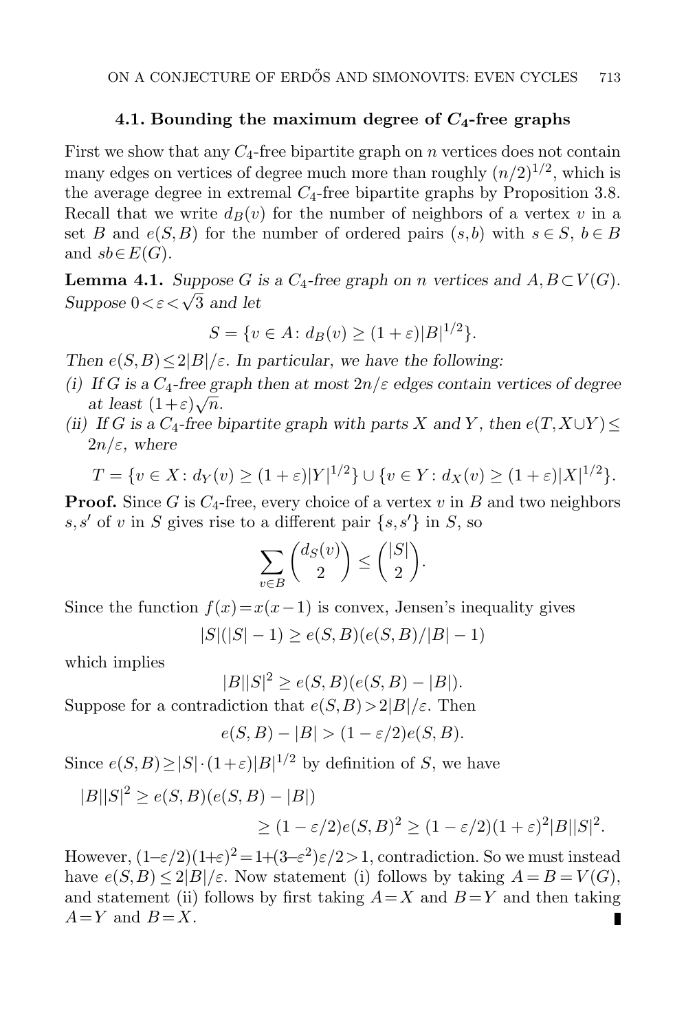### 4.1. Bounding the maximum degree of $C_4$-free graphs

First we show that any $C_4$-free bipartite graph on $n$ vertices does not contain many edges on vertices of degree much more than roughly $(n/2)^{1/2}$, which is the average degree in extremal $C_4$-free bipartite graphs by Proposition 3.8. Recall that we write $d_B(v)$ for the number of neighbors of a vertex $v$ in a set $B$ and $e(S,B)$ for the number of ordered pairs $(s,b)$ with $s \in S$, $b \in B$ and $sb \in E(G)$.

**Lemma 4.1.** *Suppose $G$ is a $C_4$-free graph on $n$ vertices and $A, B \subset V(G)$. Suppose $0 < \varepsilon < \sqrt{3}$ and let*

$$S = \{v \in A \colon d_B(v) \geq (1+\varepsilon)|B|^{1/2}\}.$$

*Then $e(S,B) \leq 2|B|/\varepsilon$. In particular, we have the following:*

*(i) If $G$ is a $C_4$-free graph then at most $2n/\varepsilon$ edges contain vertices of degree at least $(1+\varepsilon)\sqrt{n}$.*

*(ii) If $G$ is a $C_4$-free bipartite graph with parts $X$ and $Y$, then $e(T, X \cup Y) \leq 2n/\varepsilon$, where*

$$T = \{v \in X \colon d_Y(v) \geq (1+\varepsilon)|Y|^{1/2}\} \cup \{v \in Y \colon d_X(v) \geq (1+\varepsilon)|X|^{1/2}\}.$$

**Proof.** Since $G$ is $C_4$-free, every choice of a vertex $v$ in $B$ and two neighbors $s, s'$ of $v$ in $S$ gives rise to a different pair $\{s, s'\}$ in $S$, so

$$\sum_{v \in B} \binom{d_S(v)}{2} \leq \binom{|S|}{2}.$$

Since the function $f(x) = x(x-1)$ is convex, Jensen's inequality gives

$$|S|(|S|-1) \geq e(S,B)(e(S,B)/|B| - 1)$$

which implies

$$|B||S|^2 \geq e(S,B)(e(S,B) - |B|).$$

Suppose for a contradiction that $e(S,B) > 2|B|/\varepsilon$. Then

$$e(S,B) - |B| > (1 - \varepsilon/2)e(S,B).$$

Since $e(S,B) \geq |S| \cdot (1+\varepsilon)|B|^{1/2}$ by definition of $S$, we have

$$\begin{aligned} |B||S|^2 &\geq e(S,B)(e(S,B) - |B|) \\ &\geq (1-\varepsilon/2)e(S,B)^2 \geq (1-\varepsilon/2)(1+\varepsilon)^2|B||S|^2. \end{aligned}$$

However, $(1-\varepsilon/2)(1+\varepsilon)^2 = 1 + (3-\varepsilon^2)\varepsilon/2 > 1$, contradiction. So we must instead have $e(S,B) \leq 2|B|/\varepsilon$. Now statement (i) follows by taking $A = B = V(G)$, and statement (ii) follows by first taking $A = X$ and $B = Y$ and then taking $A = Y$ and $B = X$. ∎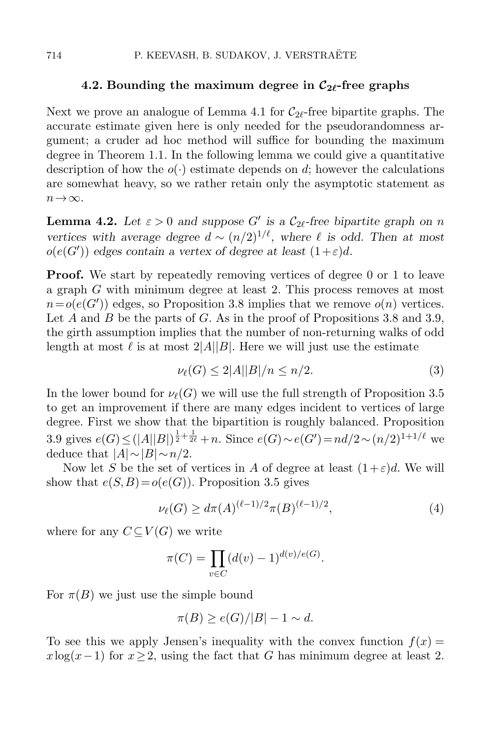### 4.2. Bounding the maximum degree in $\mathcal{C}_{2\ell}$-free graphs

Next we prove an analogue of Lemma 4.1 for $\mathcal{C}_{2\ell}$-free bipartite graphs. The accurate estimate given here is only needed for the pseudorandomness argument; a cruder ad hoc method will suffice for bounding the maximum degree in Theorem 1.1. In the following lemma we could give a quantitative description of how the $o(\cdot)$ estimate depends on $d$; however the calculations are somewhat heavy, so we rather retain only the asymptotic statement as $n\to\infty$.

**Lemma 4.2.** *Let $\varepsilon>0$ and suppose $G'$ is a $\mathcal{C}_{2\ell}$-free bipartite graph on $n$ vertices with average degree $d\sim(n/2)^{1/\ell}$, where $\ell$ is odd. Then at most $o(e(G'))$ edges contain a vertex of degree at least $(1+\varepsilon)d$.*

**Proof.** We start by repeatedly removing vertices of degree 0 or 1 to leave a graph $G$ with minimum degree at least 2. This process removes at most $n=o(e(G'))$ edges, so Proposition 3.8 implies that we remove $o(n)$ vertices. Let $A$ and $B$ be the parts of $G$. As in the proof of Propositions 3.8 and 3.9, the girth assumption implies that the number of non-returning walks of odd length at most $\ell$ is at most $2|A||B|$. Here we will just use the estimate

$$\nu_\ell(G)\le 2|A||B|/n\le n/2. \tag{3}$$

In the lower bound for $\nu_\ell(G)$ we will use the full strength of Proposition 3.5 to get an improvement if there are many edges incident to vertices of large degree. First we show that the bipartition is roughly balanced. Proposition 3.9 gives $e(G)\le(|A||B|)^{\frac{1}{2}+\frac{1}{2\ell}}+n$. Since $e(G)\sim e(G')=nd/2\sim(n/2)^{1+1/\ell}$ we deduce that $|A|\sim|B|\sim n/2$.

Now let $S$ be the set of vertices in $A$ of degree at least $(1+\varepsilon)d$. We will show that $e(S,B)=o(e(G))$. Proposition 3.5 gives

$$\nu_\ell(G)\ge d\pi(A)^{(\ell-1)/2}\pi(B)^{(\ell-1)/2}, \tag{4}$$

where for any $C\subseteq V(G)$ we write

$$\pi(C)=\prod_{v\in C}(d(v)-1)^{d(v)/e(G)}.$$

For $\pi(B)$ we just use the simple bound

$$\pi(B)\ge e(G)/|B|-1\sim d.$$

To see this we apply Jensen's inequality with the convex function $f(x)=x\log(x-1)$ for $x\ge 2$, using the fact that $G$ has minimum degree at least 2.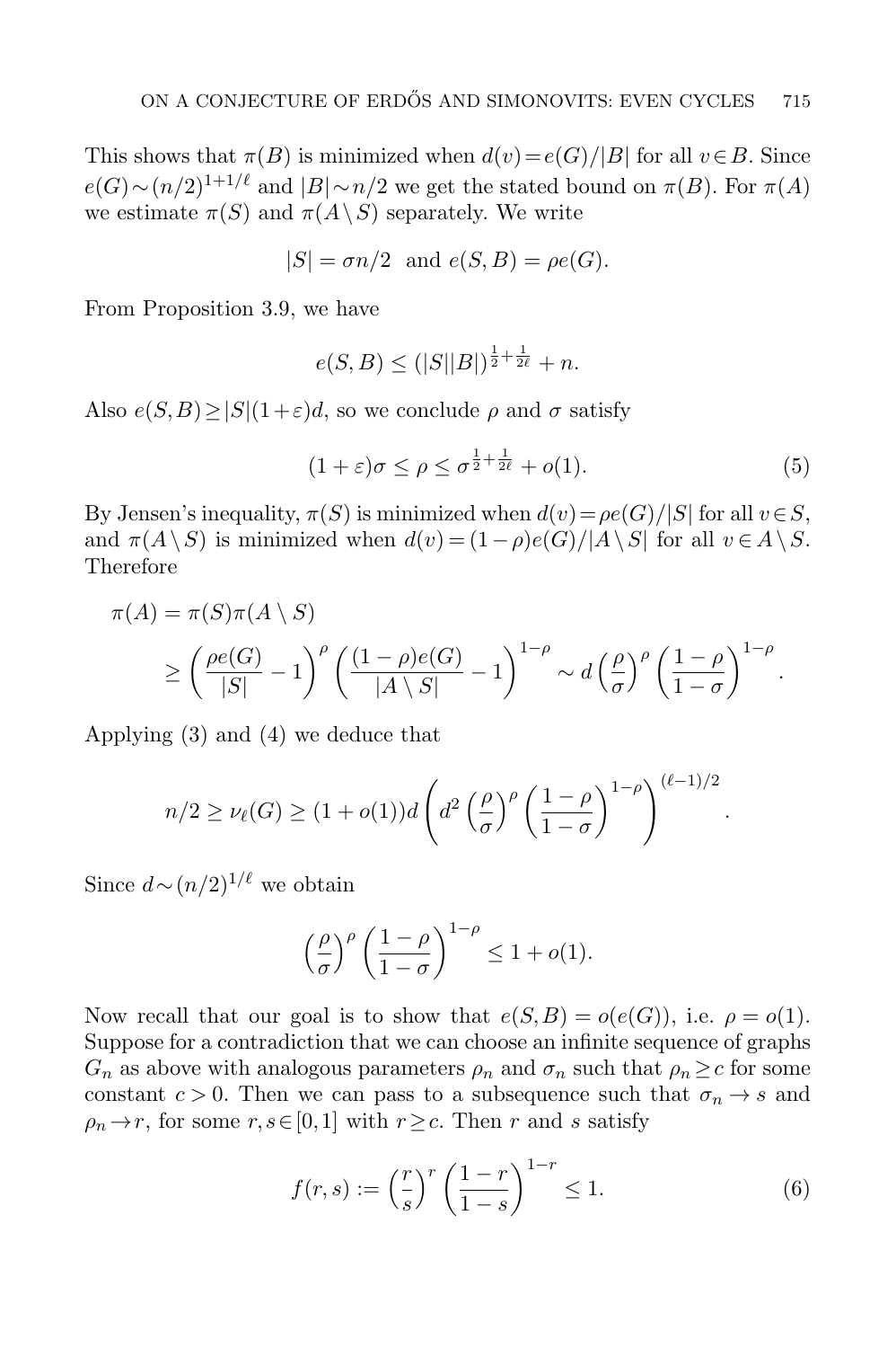This shows that $\pi(B)$ is minimized when $d(v)=e(G)/|B|$ for all $v \in B$. Since $e(G) \sim (n/2)^{1+1/\ell}$ and $|B| \sim n/2$ we get the stated bound on $\pi(B)$. For $\pi(A)$ we estimate $\pi(S)$ and $\pi(A \setminus S)$ separately. We write

$$|S| = \sigma n/2 \quad \text{and} \quad e(S,B) = \rho e(G).$$

From Proposition 3.9, we have

$$e(S,B) \le (|S||B|)^{\frac{1}{2}+\frac{1}{2\ell}} + n.$$

Also $e(S,B) \ge |S|(1+\varepsilon)d$, so we conclude $\rho$ and $\sigma$ satisfy

$$(1+\varepsilon)\sigma \le \rho \le \sigma^{\frac{1}{2}+\frac{1}{2\ell}} + o(1). \tag{5}$$

By Jensen's inequality, $\pi(S)$ is minimized when $d(v)=\rho e(G)/|S|$ for all $v \in S$, and $\pi(A \setminus S)$ is minimized when $d(v)=(1-\rho)e(G)/|A \setminus S|$ for all $v \in A \setminus S$. Therefore

$$\begin{aligned}
\pi(A) &= \pi(S)\pi(A \setminus S) \\
&\ge \left(\frac{\rho e(G)}{|S|} - 1\right)^{\rho} \left(\frac{(1-\rho)e(G)}{|A \setminus S|} - 1\right)^{1-\rho} \sim d \left(\frac{\rho}{\sigma}\right)^{\rho} \left(\frac{1-\rho}{1-\sigma}\right)^{1-\rho}.
\end{aligned}$$

Applying (3) and (4) we deduce that

$$n/2 \ge \nu_\ell(G) \ge (1+o(1))d \left(d^2 \left(\frac{\rho}{\sigma}\right)^{\rho} \left(\frac{1-\rho}{1-\sigma}\right)^{1-\rho}\right)^{(\ell-1)/2}.$$

Since $d \sim (n/2)^{1/\ell}$ we obtain

$$\left(\frac{\rho}{\sigma}\right)^{\rho} \left(\frac{1-\rho}{1-\sigma}\right)^{1-\rho} \le 1 + o(1).$$

Now recall that our goal is to show that $e(S,B) = o(e(G))$, i.e. $\rho = o(1)$. Suppose for a contradiction that we can choose an infinite sequence of graphs $G_n$ as above with analogous parameters $\rho_n$ and $\sigma_n$ such that $\rho_n \ge c$ for some constant $c > 0$. Then we can pass to a subsequence such that $\sigma_n \to s$ and $\rho_n \to r$, for some $r, s \in [0,1]$ with $r \ge c$. Then $r$ and $s$ satisfy

$$f(r,s) := \left(\frac{r}{s}\right)^{r} \left(\frac{1-r}{1-s}\right)^{1-r} \le 1. \tag{6}$$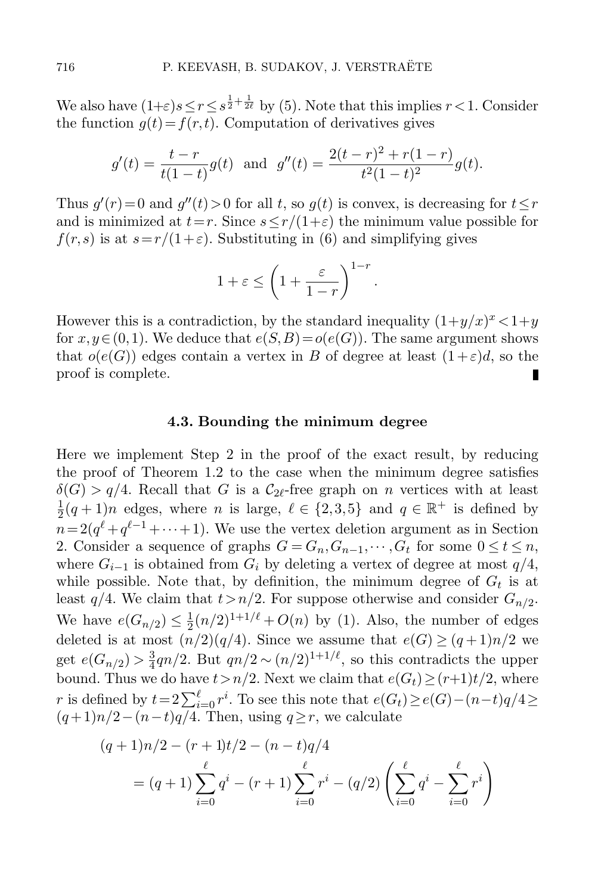We also have $(1+\varepsilon)s \le r \le s^{\frac{1}{2}+\frac{1}{2\ell}}$ by (5). Note that this implies $r<1$. Consider the function $g(t)=f(r,t)$. Computation of derivatives gives

$$g'(t) = \frac{t-r}{t(1-t)}g(t) \quad \text{and} \quad g''(t) = \frac{2(t-r)^2 + r(1-r)}{t^2(1-t)^2}g(t).$$

Thus $g'(r)=0$ and $g''(t)>0$ for all $t$, so $g(t)$ is convex, is decreasing for $t\le r$ and is minimized at $t=r$. Since $s\le r/(1+\varepsilon)$ the minimum value possible for $f(r,s)$ is at $s=r/(1+\varepsilon)$. Substituting in (6) and simplifying gives

$$1+\varepsilon \le \left(1+\frac{\varepsilon}{1-r}\right)^{1-r}.$$

However this is a contradiction, by the standard inequality $(1+y/x)^x < 1+y$ for $x,y\in(0,1)$. We deduce that $e(S,B)=o(e(G))$. The same argument shows that $o(e(G))$ edges contain a vertex in $B$ of degree at least $(1+\varepsilon)d$, so the proof is complete. ∎

### 4.3. Bounding the minimum degree

Here we implement Step 2 in the proof of the exact result, by reducing the proof of Theorem 1.2 to the case when the minimum degree satisfies $\delta(G) > q/4$. Recall that $G$ is a $\mathcal{C}_{2\ell}$-free graph on $n$ vertices with at least $\frac{1}{2}(q+1)n$ edges, where $n$ is large, $\ell \in \{2,3,5\}$ and $q\in\mathbb{R}^+$ is defined by $n=2(q^\ell+q^{\ell-1}+\cdots+1)$. We use the vertex deletion argument as in Section 2. Consider a sequence of graphs $G=G_n, G_{n-1},\cdots,G_t$ for some $0\le t\le n$, where $G_{i-1}$ is obtained from $G_i$ by deleting a vertex of degree at most $q/4$, while possible. Note that, by definition, the minimum degree of $G_t$ is at least $q/4$. We claim that $t>n/2$. For suppose otherwise and consider $G_{n/2}$. We have $e(G_{n/2}) \le \frac{1}{2}(n/2)^{1+1/\ell}+O(n)$ by (1). Also, the number of edges deleted is at most $(n/2)(q/4)$. Since we assume that $e(G)\ge(q+1)n/2$ we get $e(G_{n/2}) > \frac{3}{4}qn/2$. But $qn/2 \sim (n/2)^{1+1/\ell}$, so this contradicts the upper bound. Thus we do have $t>n/2$. Next we claim that $e(G_t)\ge(r+1)t/2$, where $r$ is defined by $t=2\sum_{i=0}^{\ell} r^i$. To see this note that $e(G_t)\ge e(G)-(n-t)q/4 \ge (q+1)n/2-(n-t)q/4$. Then, using $q\ge r$, we calculate

$$\begin{aligned}
&(q+1)n/2 - (r+1)t/2 - (n-t)q/4 \\
&\quad = (q+1)\sum_{i=0}^{\ell} q^i - (r+1)\sum_{i=0}^{\ell} r^i - (q/2)\left(\sum_{i=0}^{\ell} q^i - \sum_{i=0}^{\ell} r^i\right)
\end{aligned}$$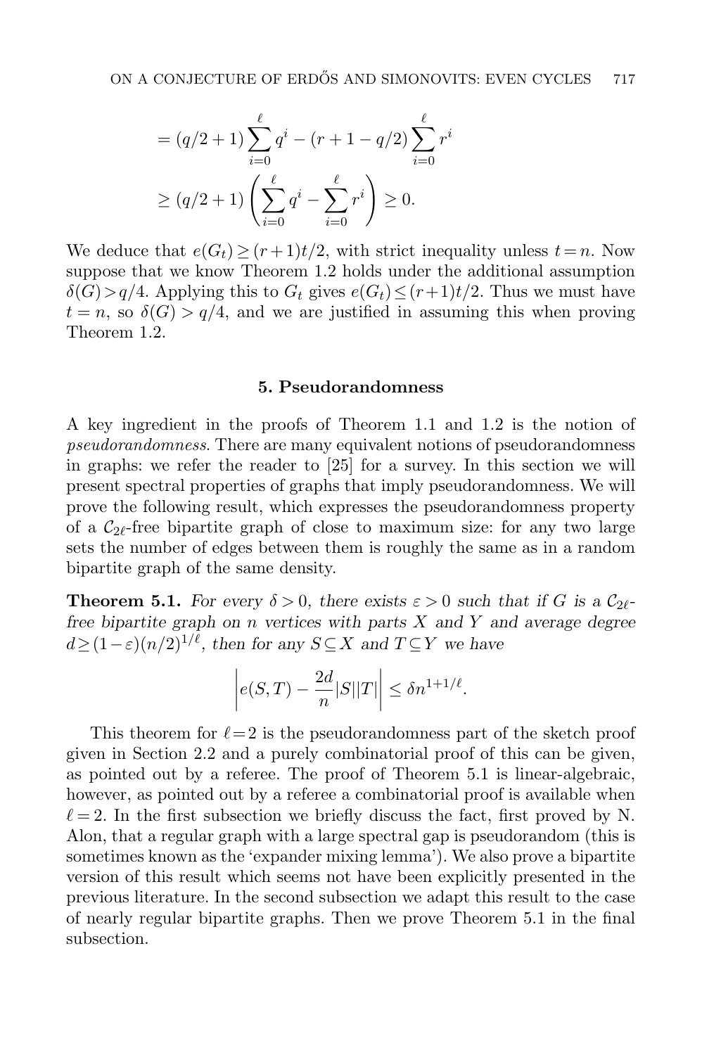$$= (q/2+1)\sum_{i=0}^{\ell} q^i - (r+1-q/2)\sum_{i=0}^{\ell} r^i$$

$$\geq (q/2+1)\left(\sum_{i=0}^{\ell} q^i - \sum_{i=0}^{\ell} r^i\right) \geq 0.$$

We deduce that $e(G_t) \geq (r+1)t/2$, with strict inequality unless $t=n$. Now suppose that we know Theorem 1.2 holds under the additional assumption $\delta(G) > q/4$. Applying this to $G_t$ gives $e(G_t) \leq (r+1)t/2$. Thus we must have $t=n$, so $\delta(G) > q/4$, and we are justified in assuming this when proving Theorem 1.2.

## 5. Pseudorandomness

A key ingredient in the proofs of Theorem 1.1 and 1.2 is the notion of *pseudorandomness*. There are many equivalent notions of pseudorandomness in graphs: we refer the reader to [25] for a survey. In this section we will present spectral properties of graphs that imply pseudorandomness. We will prove the following result, which expresses the pseudorandomness property of a $\mathcal{C}_{2\ell}$-free bipartite graph of close to maximum size: for any two large sets the number of edges between them is roughly the same as in a random bipartite graph of the same density.

**Theorem 5.1.** *For every $\delta > 0$, there exists $\varepsilon > 0$ such that if $G$ is a $\mathcal{C}_{2\ell}$-free bipartite graph on $n$ vertices with parts $X$ and $Y$ and average degree $d \geq (1-\varepsilon)(n/2)^{1/\ell}$, then for any $S \subseteq X$ and $T \subseteq Y$ we have*

$$\left| e(S,T) - \frac{2d}{n}|S||T| \right| \leq \delta n^{1+1/\ell}.$$

This theorem for $\ell = 2$ is the pseudorandomness part of the sketch proof given in Section 2.2 and a purely combinatorial proof of this can be given, as pointed out by a referee. The proof of Theorem 5.1 is linear-algebraic, however, as pointed out by a referee a combinatorial proof is available when $\ell = 2$. In the first subsection we briefly discuss the fact, first proved by N. Alon, that a regular graph with a large spectral gap is pseudorandom (this is sometimes known as the 'expander mixing lemma'). We also prove a bipartite version of this result which seems not have been explicitly presented in the previous literature. In the second subsection we adapt this result to the case of nearly regular bipartite graphs. Then we prove Theorem 5.1 in the final subsection.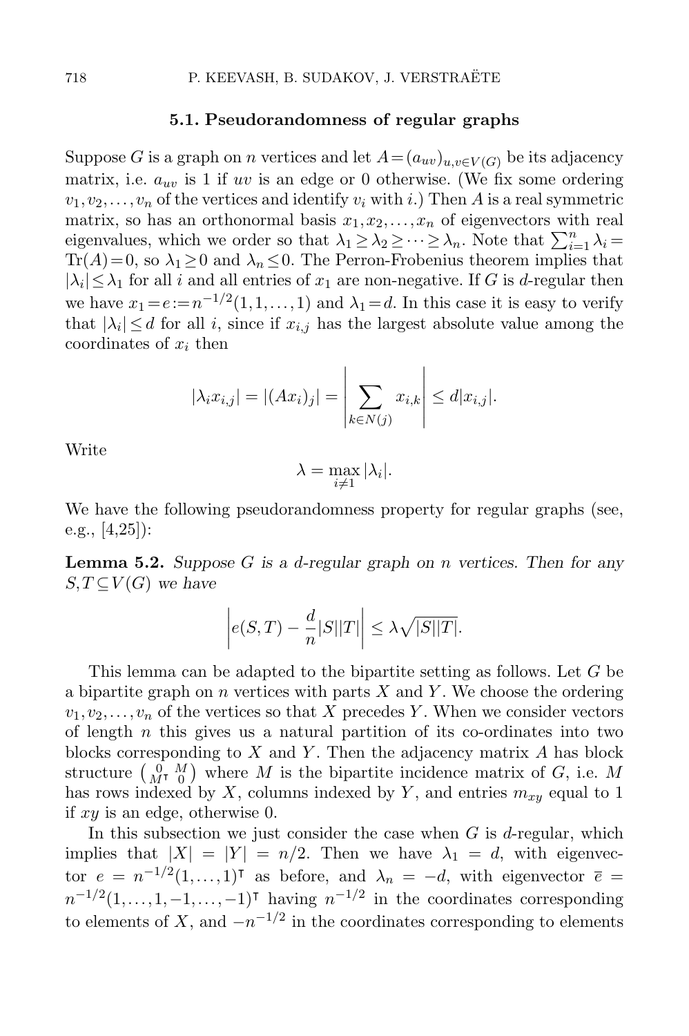### 5.1. Pseudorandomness of regular graphs

Suppose $G$ is a graph on $n$ vertices and let $A=(a_{uv})_{u,v\in V(G)}$ be its adjacency matrix, i.e. $a_{uv}$ is 1 if $uv$ is an edge or 0 otherwise. (We fix some ordering $v_1,v_2,\dots,v_n$ of the vertices and identify $v_i$ with $i$.) Then $A$ is a real symmetric matrix, so has an orthonormal basis $x_1,x_2,\dots,x_n$ of eigenvectors with real eigenvalues, which we order so that $\lambda_1\ge\lambda_2\ge\dots\ge\lambda_n$. Note that $\sum_{i=1}^n\lambda_i=\mathrm{Tr}(A)=0$, so $\lambda_1\ge 0$ and $\lambda_n\le 0$. The Perron-Frobenius theorem implies that $|\lambda_i|\le\lambda_1$ for all $i$ and all entries of $x_1$ are non-negative. If $G$ is $d$-regular then we have $x_1=e:=n^{-1/2}(1,1,\dots,1)$ and $\lambda_1=d$. In this case it is easy to verify that $|\lambda_i|\le d$ for all $i$, since if $x_{i,j}$ has the largest absolute value among the coordinates of $x_i$ then

$$|\lambda_i x_{i,j}|=|(Ax_i)_j|=\left|\sum_{k\in N(j)}x_{i,k}\right|\le d|x_{i,j}|.$$

Write

$$\lambda=\max_{i\ne 1}|\lambda_i|.$$

We have the following pseudorandomness property for regular graphs (see, e.g., [4,25]):

**Lemma 5.2.** *Suppose $G$ is a $d$-regular graph on $n$ vertices. Then for any $S,T\subseteq V(G)$ we have*

$$\left|e(S,T)-\frac{d}{n}|S||T|\right|\le\lambda\sqrt{|S||T|}.$$

This lemma can be adapted to the bipartite setting as follows. Let $G$ be a bipartite graph on $n$ vertices with parts $X$ and $Y$. We choose the ordering $v_1,v_2,\dots,v_n$ of the vertices so that $X$ precedes $Y$. When we consider vectors of length $n$ this gives us a natural partition of its co-ordinates into two blocks corresponding to $X$ and $Y$. Then the adjacency matrix $A$ has block structure $\begin{pmatrix}0 & M\\ M^\intercal & 0\end{pmatrix}$ where $M$ is the bipartite incidence matrix of $G$, i.e. $M$ has rows indexed by $X$, columns indexed by $Y$, and entries $m_{xy}$ equal to 1 if $xy$ is an edge, otherwise 0.

In this subsection we just consider the case when $G$ is $d$-regular, which implies that $|X|=|Y|=n/2$. Then we have $\lambda_1=d$, with eigenvector $e=n^{-1/2}(1,\dots,1)^\intercal$ as before, and $\lambda_n=-d$, with eigenvector $\overline{e}=n^{-1/2}(1,\dots,1,-1,\dots,-1)^\intercal$ having $n^{-1/2}$ in the coordinates corresponding to elements of $X$, and $-n^{-1/2}$ in the coordinates corresponding to elements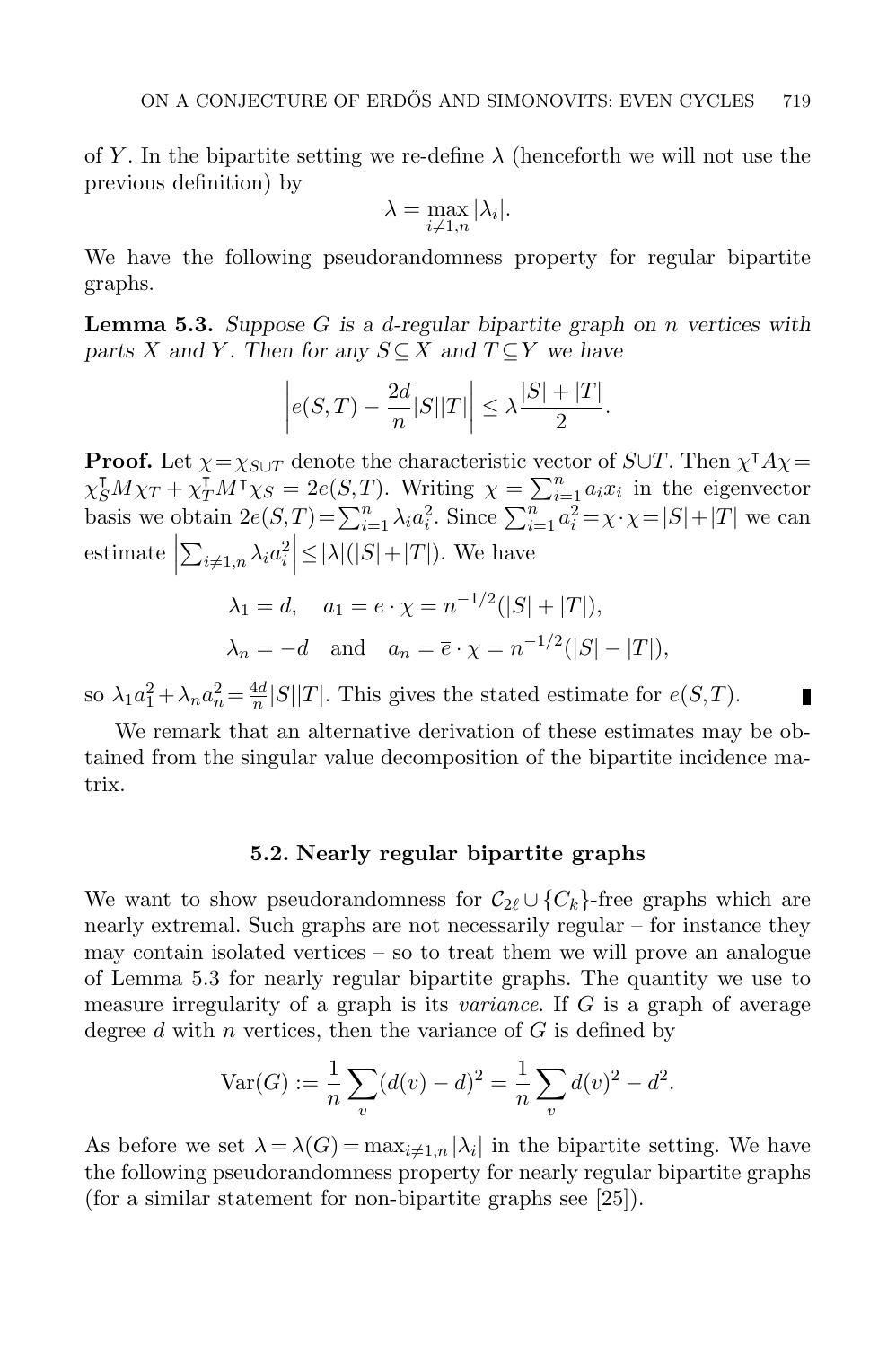of $Y$. In the bipartite setting we re-define $\lambda$ (henceforth we will not use the previous definition) by

$$\lambda = \max_{i \neq 1,n} |\lambda_i|.$$

We have the following pseudorandomness property for regular bipartite graphs.

**Lemma 5.3.** *Suppose $G$ is a $d$-regular bipartite graph on $n$ vertices with parts $X$ and $Y$. Then for any $S \subseteq X$ and $T \subseteq Y$ we have*

$$\left| e(S,T) - \frac{2d}{n}|S||T| \right| \leq \lambda \frac{|S|+|T|}{2}.$$

**Proof.** Let $\chi = \chi_{S \cup T}$ denote the characteristic vector of $S \cup T$. Then $\chi^\intercal A \chi = \chi_S^\intercal M \chi_T + \chi_T^\intercal M^\intercal \chi_S = 2e(S,T)$. Writing $\chi = \sum_{i=1}^n a_i x_i$ in the eigenvector basis we obtain $2e(S,T) = \sum_{i=1}^n \lambda_i a_i^2$. Since $\sum_{i=1}^n a_i^2 = \chi \cdot \chi = |S| + |T|$ we can estimate $\left| \sum_{i \neq 1,n} \lambda_i a_i^2 \right| \leq |\lambda|(|S|+|T|)$. We have

$$\lambda_1 = d, \quad a_1 = e \cdot \chi = n^{-1/2}(|S|+|T|),$$

$$\lambda_n = -d \quad \text{and} \quad a_n = \overline{e} \cdot \chi = n^{-1/2}(|S|-|T|),$$

so $\lambda_1 a_1^2 + \lambda_n a_n^2 = \frac{4d}{n}|S||T|$. This gives the stated estimate for $e(S,T)$. ∎

We remark that an alternative derivation of these estimates may be obtained from the singular value decomposition of the bipartite incidence matrix.

## 5.2. Nearly regular bipartite graphs

We want to show pseudorandomness for $\mathcal{C}_{2\ell} \cup \{C_k\}$-free graphs which are nearly extremal. Such graphs are not necessarily regular – for instance they may contain isolated vertices – so to treat them we will prove an analogue of Lemma 5.3 for nearly regular bipartite graphs. The quantity we use to measure irregularity of a graph is its *variance*. If $G$ is a graph of average degree $d$ with $n$ vertices, then the variance of $G$ is defined by

$$\mathrm{Var}(G) := \frac{1}{n}\sum_v (d(v)-d)^2 = \frac{1}{n}\sum_v d(v)^2 - d^2.$$

As before we set $\lambda = \lambda(G) = \max_{i \neq 1,n} |\lambda_i|$ in the bipartite setting. We have the following pseudorandomness property for nearly regular bipartite graphs (for a similar statement for non-bipartite graphs see [25]).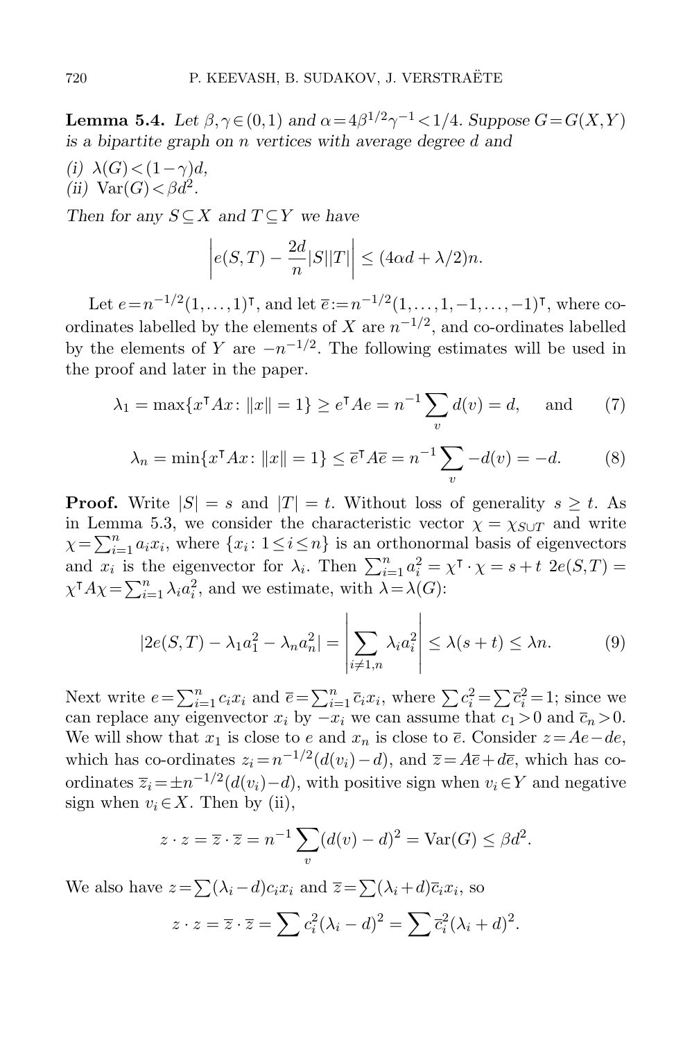**Lemma 5.4.** *Let $\beta, \gamma \in (0,1)$ and $\alpha = 4\beta^{1/2}\gamma^{-1} < 1/4$. Suppose $G = G(X,Y)$ is a bipartite graph on $n$ vertices with average degree $d$ and*

*(i)* $\lambda(G) < (1-\gamma)d$,

*(ii)* $\mathrm{Var}(G) < \beta d^2$.

*Then for any $S \subseteq X$ and $T \subseteq Y$ we have*

$$\left| e(S,T) - \frac{2d}{n}|S||T| \right| \leq (4\alpha d + \lambda/2)n.$$

Let $e = n^{-1/2}(1,\ldots,1)^\intercal$, and let $\overline{e} := n^{-1/2}(1,\ldots,1,-1,\ldots,-1)^\intercal$, where co-ordinates labelled by the elements of $X$ are $n^{-1/2}$, and co-ordinates labelled by the elements of $Y$ are $-n^{-1/2}$. The following estimates will be used in the proof and later in the paper.

$$\lambda_1 = \max\{x^\intercal A x \colon \|x\| = 1\} \geq e^\intercal A e = n^{-1}\sum_v d(v) = d, \quad \text{and} \tag{7}$$

$$\lambda_n = \min\{x^\intercal A x \colon \|x\| = 1\} \leq \overline{e}^\intercal A \overline{e} = n^{-1}\sum_v -d(v) = -d. \tag{8}$$

**Proof.** Write $|S| = s$ and $|T| = t$. Without loss of generality $s \geq t$. As in Lemma 5.3, we consider the characteristic vector $\chi = \chi_{S\cup T}$ and write $\chi = \sum_{i=1}^n a_i x_i$, where $\{x_i \colon 1 \leq i \leq n\}$ is an orthonormal basis of eigenvectors and $x_i$ is the eigenvector for $\lambda_i$. Then $\sum_{i=1}^n a_i^2 = \chi^\intercal \cdot \chi = s + t$ $2e(S,T) = \chi^\intercal A \chi = \sum_{i=1}^n \lambda_i a_i^2$, and we estimate, with $\lambda = \lambda(G)$:

$$|2e(S,T) - \lambda_1 a_1^2 - \lambda_n a_n^2| = \left| \sum_{i \neq 1,n} \lambda_i a_i^2 \right| \leq \lambda(s+t) \leq \lambda n. \tag{9}$$

Next write $e = \sum_{i=1}^n c_i x_i$ and $\overline{e} = \sum_{i=1}^n \overline{c}_i x_i$, where $\sum c_i^2 = \sum \overline{c}_i^2 = 1$; since we can replace any eigenvector $x_i$ by $-x_i$ we can assume that $c_1 > 0$ and $\overline{c}_n > 0$. We will show that $x_1$ is close to $e$ and $x_n$ is close to $\overline{e}$. Consider $z = Ae - de$, which has co-ordinates $z_i = n^{-1/2}(d(v_i) - d)$, and $\overline{z} = A\overline{e} + d\overline{e}$, which has co-ordinates $\overline{z}_i = \pm n^{-1/2}(d(v_i) - d)$, with positive sign when $v_i \in Y$ and negative sign when $v_i \in X$. Then by (ii),

$$z \cdot z = \overline{z} \cdot \overline{z} = n^{-1}\sum_v (d(v) - d)^2 = \mathrm{Var}(G) \leq \beta d^2.$$

We also have $z = \sum(\lambda_i - d)c_i x_i$ and $\overline{z} = \sum(\lambda_i + d)\overline{c}_i x_i$, so

$$z \cdot z = \overline{z} \cdot \overline{z} = \sum c_i^2(\lambda_i - d)^2 = \sum \overline{c}_i^2(\lambda_i + d)^2.$$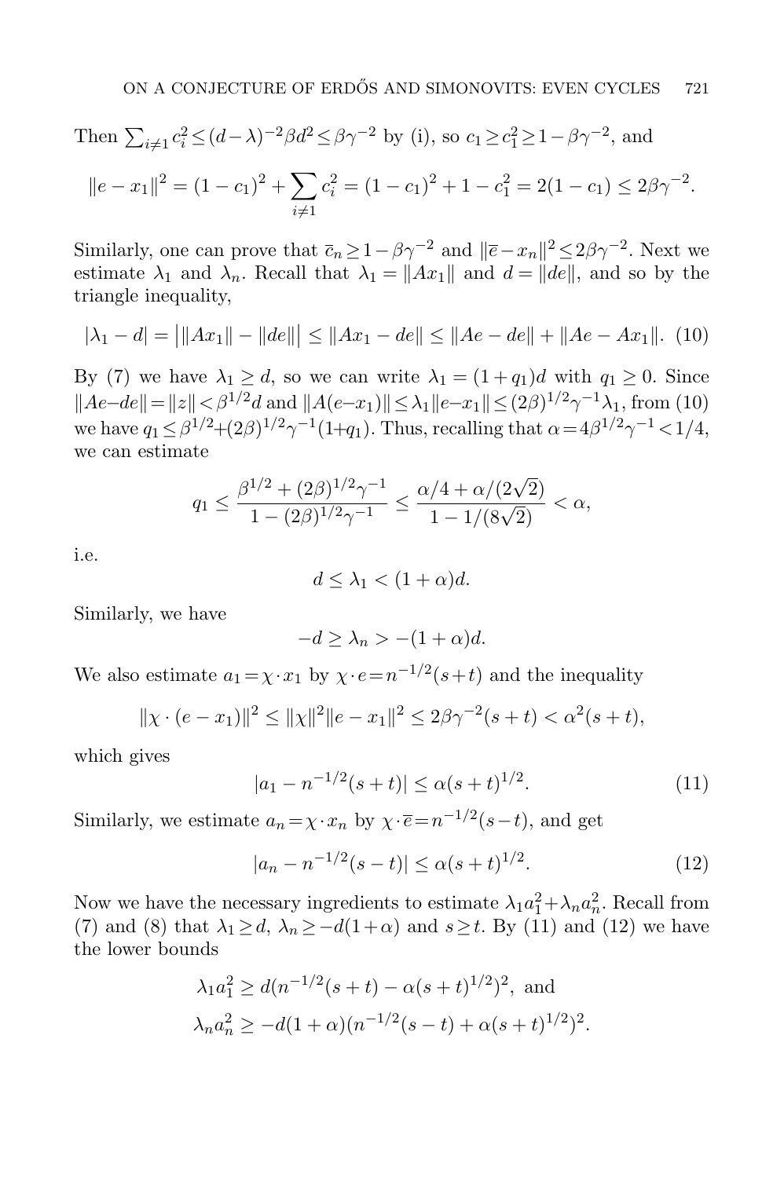Then $\sum_{i\neq 1} c_i^2 \leq (d-\lambda)^{-2}\beta d^2 \leq \beta\gamma^{-2}$ by (i), so $c_1 \geq c_1^2 \geq 1-\beta\gamma^{-2}$, and

$$\|e - x_1\|^2 = (1-c_1)^2 + \sum_{i\neq 1} c_i^2 = (1-c_1)^2 + 1 - c_1^2 = 2(1-c_1) \leq 2\beta\gamma^{-2}.$$

Similarly, one can prove that $\bar{c}_n \geq 1-\beta\gamma^{-2}$ and $\|\bar{e}-x_n\|^2 \leq 2\beta\gamma^{-2}$. Next we estimate $\lambda_1$ and $\lambda_n$. Recall that $\lambda_1 = \|Ax_1\|$ and $d = \|de\|$, and so by the triangle inequality,

$$|\lambda_1 - d| = \big|\|Ax_1\| - \|de\|\big| \leq \|Ax_1 - de\| \leq \|Ae - de\| + \|Ae - Ax_1\|. \quad (10)$$

By (7) we have $\lambda_1 \geq d$, so we can write $\lambda_1 = (1+q_1)d$ with $q_1 \geq 0$. Since $\|Ae-de\| = \|z\| < \beta^{1/2}d$ and $\|A(e-x_1)\| \leq \lambda_1\|e-x_1\| \leq (2\beta)^{1/2}\gamma^{-1}\lambda_1$, from (10) we have $q_1 \leq \beta^{1/2} + (2\beta)^{1/2}\gamma^{-1}(1+q_1)$. Thus, recalling that $\alpha = 4\beta^{1/2}\gamma^{-1} < 1/4$, we can estimate

$$q_1 \leq \frac{\beta^{1/2} + (2\beta)^{1/2}\gamma^{-1}}{1-(2\beta)^{1/2}\gamma^{-1}} \leq \frac{\alpha/4 + \alpha/(2\sqrt{2})}{1 - 1/(8\sqrt{2})} < \alpha,$$

i.e.

$$d \leq \lambda_1 < (1+\alpha)d.$$

Similarly, we have

$$-d \geq \lambda_n > -(1+\alpha)d.$$

We also estimate $a_1 = \chi\cdot x_1$ by $\chi\cdot e = n^{-1/2}(s+t)$ and the inequality

$$\|\chi\cdot(e-x_1)\|^2 \leq \|\chi\|^2\|e-x_1\|^2 \leq 2\beta\gamma^{-2}(s+t) < \alpha^2(s+t),$$

which gives

$$|a_1 - n^{-1/2}(s+t)| \leq \alpha(s+t)^{1/2}. \quad (11)$$

Similarly, we estimate $a_n = \chi\cdot x_n$ by $\chi\cdot\bar{e} = n^{-1/2}(s-t)$, and get

$$|a_n - n^{-1/2}(s-t)| \leq \alpha(s+t)^{1/2}. \quad (12)$$

Now we have the necessary ingredients to estimate $\lambda_1 a_1^2 + \lambda_n a_n^2$. Recall from (7) and (8) that $\lambda_1 \geq d$, $\lambda_n \geq -d(1+\alpha)$ and $s \geq t$. By (11) and (12) we have the lower bounds

$$\lambda_1 a_1^2 \geq d(n^{-1/2}(s+t) - \alpha(s+t)^{1/2})^2, \text{ and}$$
$$\lambda_n a_n^2 \geq -d(1+\alpha)(n^{-1/2}(s-t) + \alpha(s+t)^{1/2})^2.$$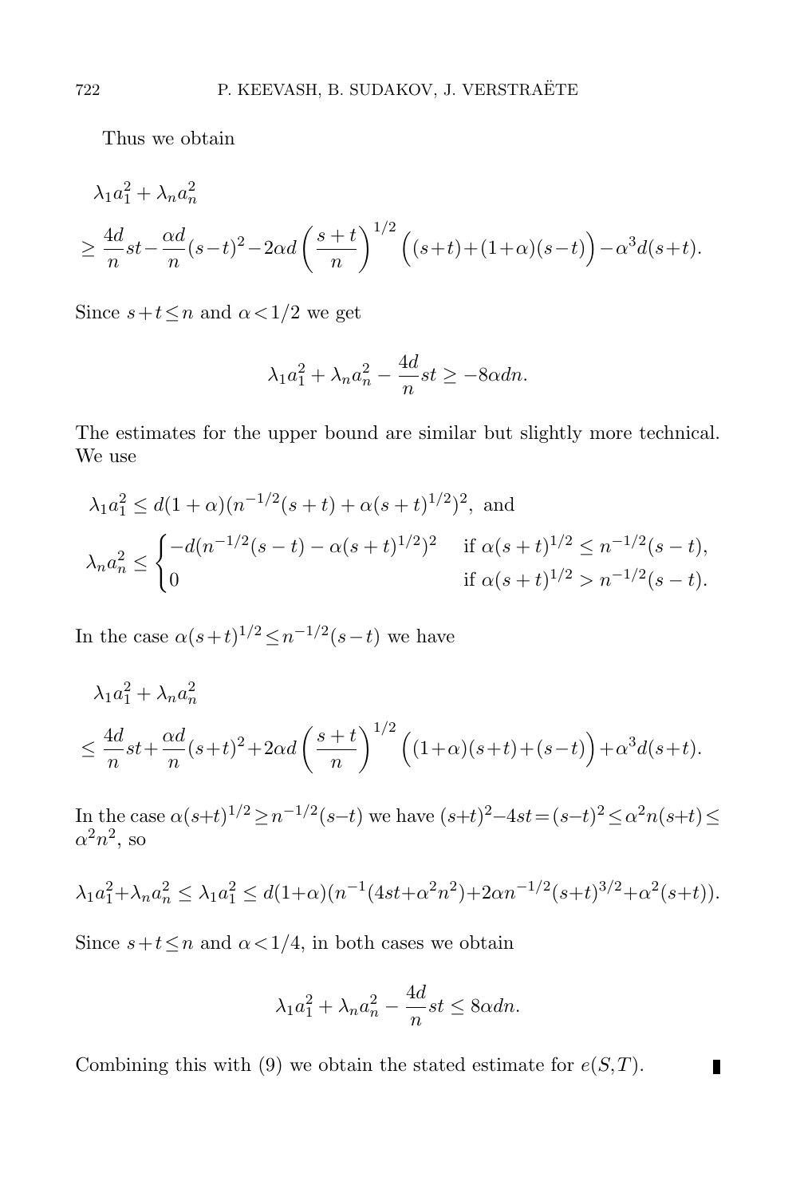Thus we obtain

$$
\begin{aligned}
&\lambda_1 a_1^2 + \lambda_n a_n^2 \\
&\geq \frac{4d}{n} st - \frac{\alpha d}{n}(s-t)^2 - 2\alpha d \left(\frac{s+t}{n}\right)^{1/2} \Big((s+t) + (1+\alpha)(s-t)\Big) - \alpha^3 d(s+t).
\end{aligned}
$$

Since $s+t \leq n$ and $\alpha < 1/2$ we get

$$
\lambda_1 a_1^2 + \lambda_n a_n^2 - \frac{4d}{n} st \geq -8\alpha d n.
$$

The estimates for the upper bound are similar but slightly more technical. We use

$$
\begin{aligned}
&\lambda_1 a_1^2 \leq d(1+\alpha)(n^{-1/2}(s+t) + \alpha(s+t)^{1/2})^2, \text{ and} \\
&\lambda_n a_n^2 \leq \begin{cases} -d(n^{-1/2}(s-t) - \alpha(s+t)^{1/2})^2 & \text{if } \alpha(s+t)^{1/2} \leq n^{-1/2}(s-t), \\ 0 & \text{if } \alpha(s+t)^{1/2} > n^{-1/2}(s-t). \end{cases}
\end{aligned}
$$

In the case $\alpha(s+t)^{1/2} \leq n^{-1/2}(s-t)$ we have

$$
\begin{aligned}
&\lambda_1 a_1^2 + \lambda_n a_n^2 \\
&\leq \frac{4d}{n} st + \frac{\alpha d}{n}(s+t)^2 + 2\alpha d \left(\frac{s+t}{n}\right)^{1/2} \Big((1+\alpha)(s+t) + (s-t)\Big) + \alpha^3 d(s+t).
\end{aligned}
$$

In the case $\alpha(s+t)^{1/2} \geq n^{-1/2}(s-t)$ we have $(s+t)^2 - 4st = (s-t)^2 \leq \alpha^2 n(s+t) \leq \alpha^2 n^2$, so

$$
\lambda_1 a_1^2 + \lambda_n a_n^2 \leq \lambda_1 a_1^2 \leq d(1+\alpha)(n^{-1}(4st + \alpha^2 n^2) + 2\alpha n^{-1/2}(s+t)^{3/2} + \alpha^2(s+t)).
$$

Since $s+t \leq n$ and $\alpha < 1/4$, in both cases we obtain

$$
\lambda_1 a_1^2 + \lambda_n a_n^2 - \frac{4d}{n} st \leq 8\alpha d n.
$$

Combining this with (9) we obtain the stated estimate for $e(S,T)$. ∎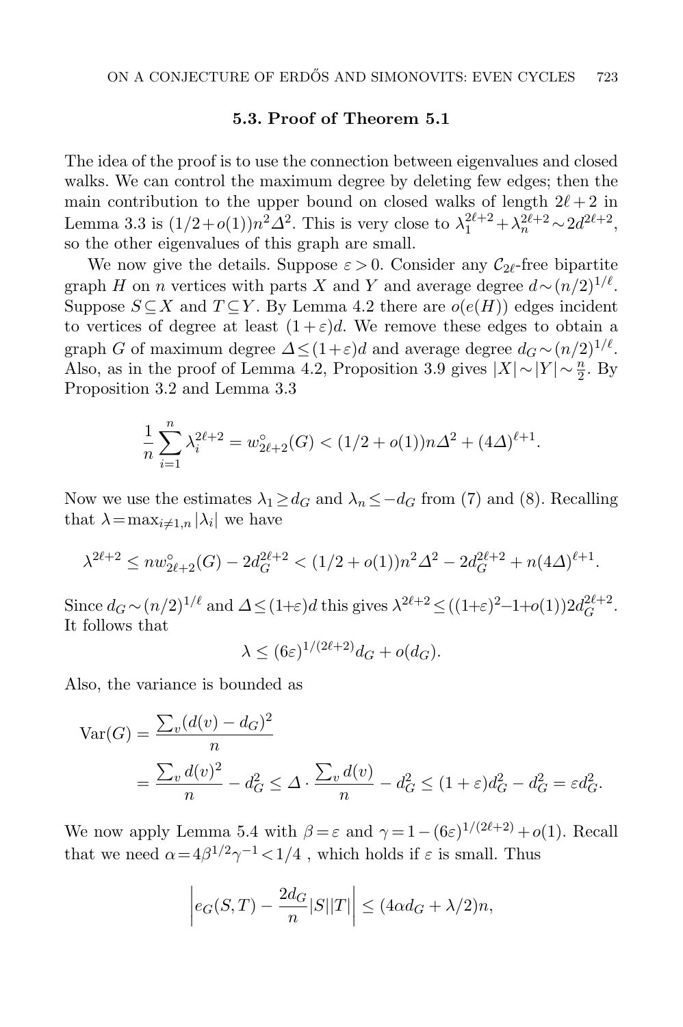### 5.3. Proof of Theorem 5.1

The idea of the proof is to use the connection between eigenvalues and closed walks. We can control the maximum degree by deleting few edges; then the main contribution to the upper bound on closed walks of length $2\ell+2$ in Lemma 3.3 is $(1/2+o(1))n^2\Delta^2$. This is very close to $\lambda_1^{2\ell+2}+\lambda_n^{2\ell+2}\sim 2d^{2\ell+2}$, so the other eigenvalues of this graph are small.

We now give the details. Suppose $\varepsilon>0$. Consider any $\mathcal{C}_{2\ell}$-free bipartite graph $H$ on $n$ vertices with parts $X$ and $Y$ and average degree $d\sim(n/2)^{1/\ell}$. Suppose $S\subseteq X$ and $T\subseteq Y$. By Lemma 4.2 there are $o(e(H))$ edges incident to vertices of degree at least $(1+\varepsilon)d$. We remove these edges to obtain a graph $G$ of maximum degree $\Delta\le(1+\varepsilon)d$ and average degree $d_G\sim(n/2)^{1/\ell}$. Also, as in the proof of Lemma 4.2, Proposition 3.9 gives $|X|\sim|Y|\sim\frac{n}{2}$. By Proposition 3.2 and Lemma 3.3

$$\frac{1}{n}\sum_{i=1}^{n}\lambda_i^{2\ell+2}=w^{\circ}_{2\ell+2}(G)<(1/2+o(1))n\Delta^2+(4\Delta)^{\ell+1}.$$

Now we use the estimates $\lambda_1\ge d_G$ and $\lambda_n\le -d_G$ from (7) and (8). Recalling that $\lambda=\max_{i\ne 1,n}|\lambda_i|$ we have

$$\lambda^{2\ell+2}\le nw^{\circ}_{2\ell+2}(G)-2d_G^{2\ell+2}<(1/2+o(1))n^2\Delta^2-2d_G^{2\ell+2}+n(4\Delta)^{\ell+1}.$$

Since $d_G\sim(n/2)^{1/\ell}$ and $\Delta\le(1+\varepsilon)d$ this gives $\lambda^{2\ell+2}\le((1+\varepsilon)^2-1+o(1))2d_G^{2\ell+2}$. It follows that

$$\lambda\le(6\varepsilon)^{1/(2\ell+2)}d_G+o(d_G).$$

Also, the variance is bounded as

$$\begin{aligned}\mathrm{Var}(G)&=\frac{\sum_v(d(v)-d_G)^2}{n}\\&=\frac{\sum_v d(v)^2}{n}-d_G^2\le\Delta\cdot\frac{\sum_v d(v)}{n}-d_G^2\le(1+\varepsilon)d_G^2-d_G^2=\varepsilon d_G^2.\end{aligned}$$

We now apply Lemma 5.4 with $\beta=\varepsilon$ and $\gamma=1-(6\varepsilon)^{1/(2\ell+2)}+o(1)$. Recall that we need $\alpha=4\beta^{1/2}\gamma^{-1}<1/4$ , which holds if $\varepsilon$ is small. Thus

$$\left|e_G(S,T)-\frac{2d_G}{n}|S||T|\right|\le(4\alpha d_G+\lambda/2)n,$$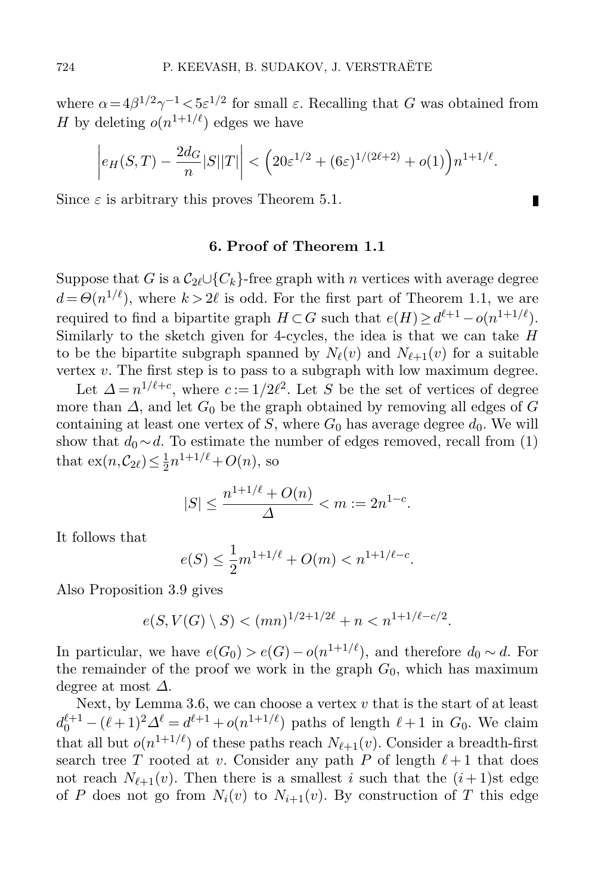where $\alpha = 4\beta^{1/2}\gamma^{-1} < 5\varepsilon^{1/2}$ for small $\varepsilon$. Recalling that $G$ was obtained from $H$ by deleting $o(n^{1+1/\ell})$ edges we have

$$\left| e_H(S,T) - \frac{2d_G}{n}|S||T| \right| < \left(20\varepsilon^{1/2} + (6\varepsilon)^{1/(2\ell+2)} + o(1)\right)n^{1+1/\ell}.$$

Since $\varepsilon$ is arbitrary this proves Theorem 5.1. ∎

## 6. Proof of Theorem 1.1

Suppose that $G$ is a $\mathcal{C}_{2\ell} \cup \{C_k\}$-free graph with $n$ vertices with average degree $d = \Theta(n^{1/\ell})$, where $k > 2\ell$ is odd. For the first part of Theorem 1.1, we are required to find a bipartite graph $H \subset G$ such that $e(H) \geq d^{\ell+1} - o(n^{1+1/\ell})$. Similarly to the sketch given for 4-cycles, the idea is that we can take $H$ to be the bipartite subgraph spanned by $N_\ell(v)$ and $N_{\ell+1}(v)$ for a suitable vertex $v$. The first step is to pass to a subgraph with low maximum degree.

Let $\Delta = n^{1/\ell + c}$, where $c := 1/2\ell^2$. Let $S$ be the set of vertices of degree more than $\Delta$, and let $G_0$ be the graph obtained by removing all edges of $G$ containing at least one vertex of $S$, where $G_0$ has average degree $d_0$. We will show that $d_0 \sim d$. To estimate the number of edges removed, recall from (1) that $\mathrm{ex}(n, \mathcal{C}_{2\ell}) \leq \frac{1}{2}n^{1+1/\ell} + O(n)$, so

$$|S| \leq \frac{n^{1+1/\ell} + O(n)}{\Delta} < m := 2n^{1-c}.$$

It follows that

$$e(S) \leq \frac{1}{2}m^{1+1/\ell} + O(m) < n^{1+1/\ell - c}.$$

Also Proposition 3.9 gives

$$e(S, V(G) \setminus S) < (mn)^{1/2 + 1/2\ell} + n < n^{1+1/\ell - c/2}.$$

In particular, we have $e(G_0) > e(G) - o(n^{1+1/\ell})$, and therefore $d_0 \sim d$. For the remainder of the proof we work in the graph $G_0$, which has maximum degree at most $\Delta$.

Next, by Lemma 3.6, we can choose a vertex $v$ that is the start of at least $d_0^{\ell+1} - (\ell+1)^2\Delta^\ell = d^{\ell+1} + o(n^{1+1/\ell})$ paths of length $\ell+1$ in $G_0$. We claim that all but $o(n^{1+1/\ell})$ of these paths reach $N_{\ell+1}(v)$. Consider a breadth-first search tree $T$ rooted at $v$. Consider any path $P$ of length $\ell+1$ that does not reach $N_{\ell+1}(v)$. Then there is a smallest $i$ such that the $(i+1)$st edge of $P$ does not go from $N_i(v)$ to $N_{i+1}(v)$. By construction of $T$ this edge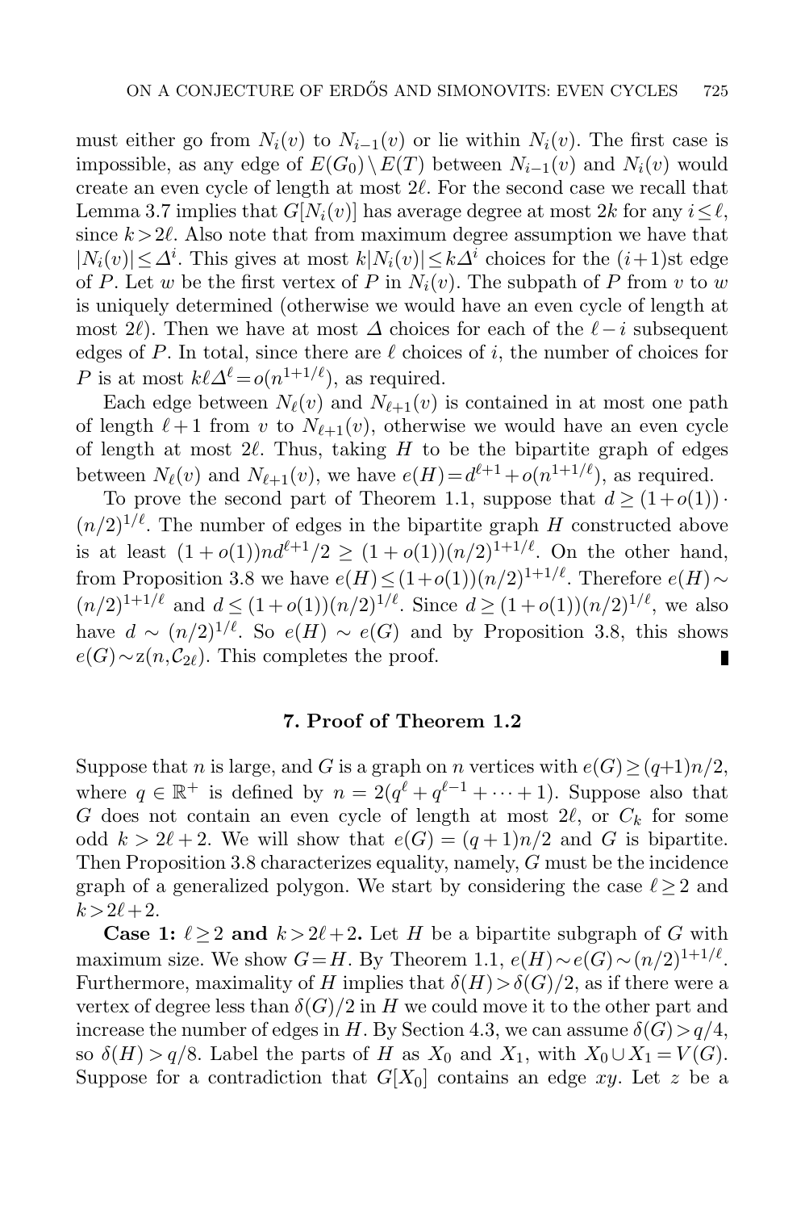must either go from $N_i(v)$ to $N_{i-1}(v)$ or lie within $N_i(v)$. The first case is impossible, as any edge of $E(G_0)\setminus E(T)$ between $N_{i-1}(v)$ and $N_i(v)$ would create an even cycle of length at most $2\ell$. For the second case we recall that Lemma 3.7 implies that $G[N_i(v)]$ has average degree at most $2k$ for any $i\le \ell$, since $k>2\ell$. Also note that from maximum degree assumption we have that $|N_i(v)|\le \Delta^i$. This gives at most $k|N_i(v)|\le k\Delta^i$ choices for the $(i+1)$st edge of $P$. Let $w$ be the first vertex of $P$ in $N_i(v)$. The subpath of $P$ from $v$ to $w$ is uniquely determined (otherwise we would have an even cycle of length at most $2\ell$). Then we have at most $\Delta$ choices for each of the $\ell-i$ subsequent edges of $P$. In total, since there are $\ell$ choices of $i$, the number of choices for $P$ is at most $k\ell\Delta^\ell = o(n^{1+1/\ell})$, as required.

Each edge between $N_\ell(v)$ and $N_{\ell+1}(v)$ is contained in at most one path of length $\ell+1$ from $v$ to $N_{\ell+1}(v)$, otherwise we would have an even cycle of length at most $2\ell$. Thus, taking $H$ to be the bipartite graph of edges between $N_\ell(v)$ and $N_{\ell+1}(v)$, we have $e(H)=d^{\ell+1}+o(n^{1+1/\ell})$, as required.

To prove the second part of Theorem 1.1, suppose that $d\ge (1+o(1))\cdot (n/2)^{1/\ell}$. The number of edges in the bipartite graph $H$ constructed above is at least $(1+o(1))nd^{\ell+1}/2 \ge (1+o(1))(n/2)^{1+1/\ell}$. On the other hand, from Proposition 3.8 we have $e(H)\le (1+o(1))(n/2)^{1+1/\ell}$. Therefore $e(H)\sim (n/2)^{1+1/\ell}$ and $d\le (1+o(1))(n/2)^{1/\ell}$. Since $d\ge (1+o(1))(n/2)^{1/\ell}$, we also have $d\sim (n/2)^{1/\ell}$. So $e(H)\sim e(G)$ and by Proposition 3.8, this shows $e(G)\sim \mathrm{z}(n,\mathcal{C}_{2\ell})$. This completes the proof. ∎

## 7. Proof of Theorem 1.2

Suppose that $n$ is large, and $G$ is a graph on $n$ vertices with $e(G)\ge (q+1)n/2$, where $q\in\mathbb{R}^+$ is defined by $n=2(q^\ell+q^{\ell-1}+\dots+1)$. Suppose also that $G$ does not contain an even cycle of length at most $2\ell$, or $C_k$ for some odd $k>2\ell+2$. We will show that $e(G)=(q+1)n/2$ and $G$ is bipartite. Then Proposition 3.8 characterizes equality, namely, $G$ must be the incidence graph of a generalized polygon. We start by considering the case $\ell\ge 2$ and $k>2\ell+2$.

**Case 1: $\ell\ge 2$ and $k>2\ell+2$.** Let $H$ be a bipartite subgraph of $G$ with maximum size. We show $G=H$. By Theorem 1.1, $e(H)\sim e(G)\sim (n/2)^{1+1/\ell}$. Furthermore, maximality of $H$ implies that $\delta(H)>\delta(G)/2$, as if there were a vertex of degree less than $\delta(G)/2$ in $H$ we could move it to the other part and increase the number of edges in $H$. By Section 4.3, we can assume $\delta(G)>q/4$, so $\delta(H)>q/8$. Label the parts of $H$ as $X_0$ and $X_1$, with $X_0\cup X_1=V(G)$. Suppose for a contradiction that $G[X_0]$ contains an edge $xy$. Let $z$ be a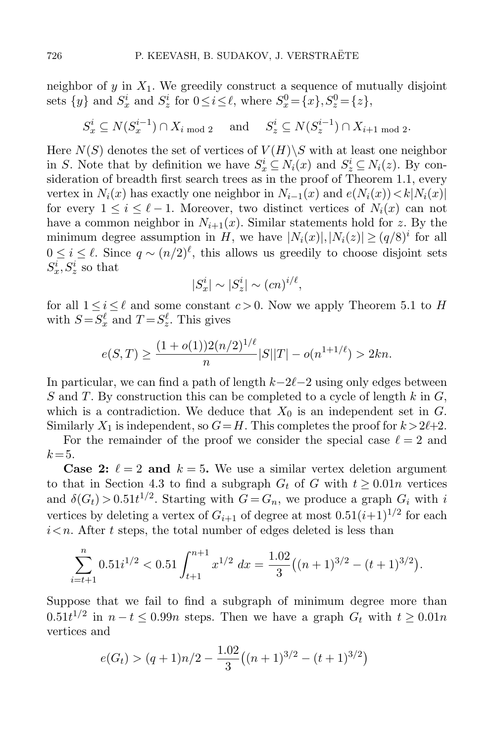neighbor of $y$ in $X_1$. We greedily construct a sequence of mutually disjoint sets $\{y\}$ and $S_x^i$ and $S_z^i$ for $0 \le i \le \ell$, where $S_x^0 = \{x\}, S_z^0 = \{z\}$,

$$S_x^i \subseteq N(S_x^{i-1}) \cap X_{i \bmod 2} \quad \text{ and } \quad S_z^i \subseteq N(S_z^{i-1}) \cap X_{i+1 \bmod 2}.$$

Here $N(S)$ denotes the set of vertices of $V(H) \backslash S$ with at least one neighbor in $S$. Note that by definition we have $S_x^i \subseteq N_i(x)$ and $S_z^i \subseteq N_i(z)$. By consideration of breadth first search trees as in the proof of Theorem 1.1, every vertex in $N_i(x)$ has exactly one neighbor in $N_{i-1}(x)$ and $e(N_i(x)) < k|N_i(x)|$ for every $1 \le i \le \ell - 1$. Moreover, two distinct vertices of $N_i(x)$ can not have a common neighbor in $N_{i+1}(x)$. Similar statements hold for $z$. By the minimum degree assumption in $H$, we have $|N_i(x)|, |N_i(z)| \ge (q/8)^i$ for all $0 \le i \le \ell$. Since $q \sim (n/2)^\ell$, this allows us greedily to choose disjoint sets $S_x^i, S_z^i$ so that

$$|S_x^i| \sim |S_z^i| \sim (cn)^{i/\ell},$$

for all $1 \le i \le \ell$ and some constant $c > 0$. Now we apply Theorem 5.1 to $H$ with $S = S_x^\ell$ and $T = S_z^\ell$. This gives

$$e(S,T) \ge \frac{(1+o(1))2(n/2)^{1/\ell}}{n}|S||T| - o(n^{1+1/\ell}) > 2kn.$$

In particular, we can find a path of length $k-2\ell-2$ using only edges between $S$ and $T$. By construction this can be completed to a cycle of length $k$ in $G$, which is a contradiction. We deduce that $X_0$ is an independent set in $G$. Similarly $X_1$ is independent, so $G = H$. This completes the proof for $k > 2\ell+2$.

For the remainder of the proof we consider the special case $\ell = 2$ and $k = 5$.

**Case 2: $\ell = 2$ and $k = 5$.** We use a similar vertex deletion argument to that in Section 4.3 to find a subgraph $G_t$ of $G$ with $t \ge 0.01n$ vertices and $\delta(G_t) > 0.51t^{1/2}$. Starting with $G = G_n$, we produce a graph $G_i$ with $i$ vertices by deleting a vertex of $G_{i+1}$ of degree at most $0.51(i+1)^{1/2}$ for each $i < n$. After $t$ steps, the total number of edges deleted is less than

$$\sum_{i=t+1}^{n} 0.51 i^{1/2} < 0.51 \int_{t+1}^{n+1} x^{1/2}\, dx = \frac{1.02}{3}\big((n+1)^{3/2} - (t+1)^{3/2}\big).$$

Suppose that we fail to find a subgraph of minimum degree more than $0.51t^{1/2}$ in $n - t \le 0.99n$ steps. Then we have a graph $G_t$ with $t \ge 0.01n$ vertices and

$$e(G_t) > (q+1)n/2 - \frac{1.02}{3}\big((n+1)^{3/2} - (t+1)^{3/2}\big)$$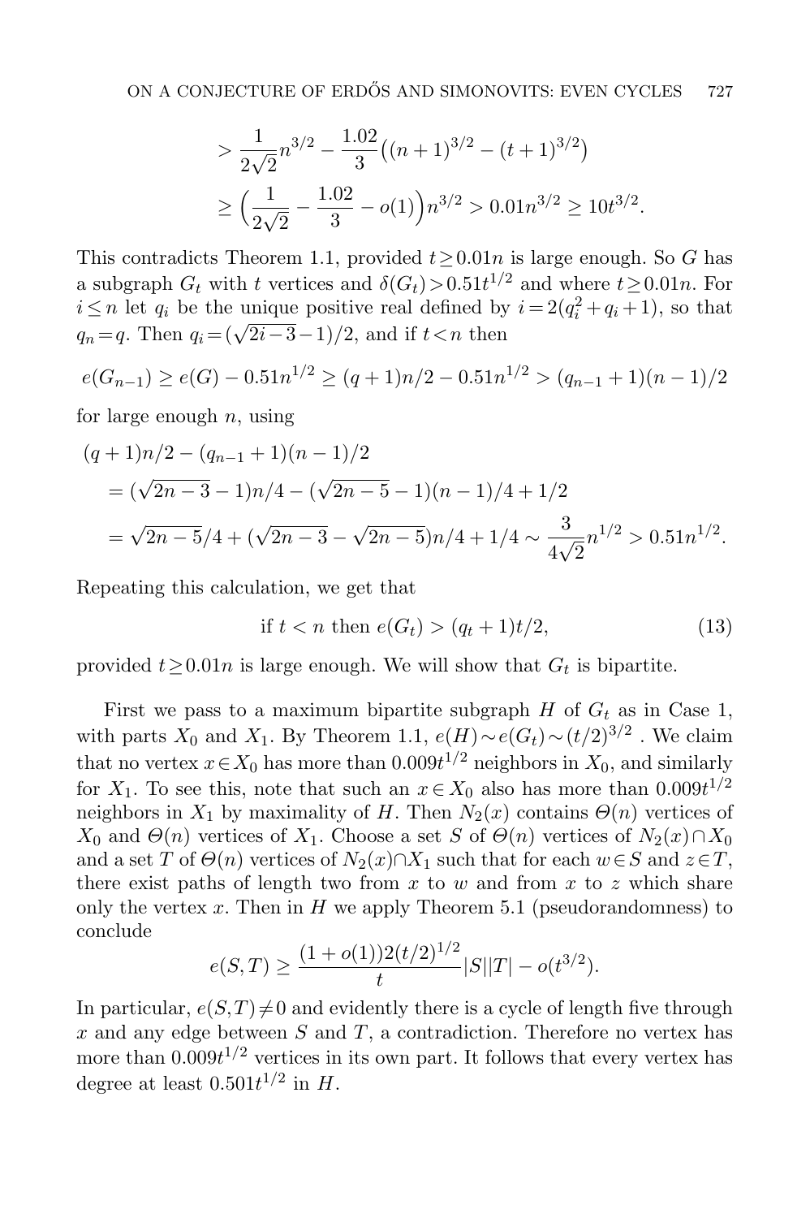$$> \frac{1}{2\sqrt{2}}n^{3/2} - \frac{1.02}{3}\big((n+1)^{3/2} - (t+1)^{3/2}\big)$$

$$\geq \Big(\frac{1}{2\sqrt{2}} - \frac{1.02}{3} - o(1)\Big)n^{3/2} > 0.01n^{3/2} \geq 10t^{3/2}.$$

This contradicts Theorem 1.1, provided $t \geq 0.01n$ is large enough. So $G$ has a subgraph $G_t$ with $t$ vertices and $\delta(G_t) > 0.51t^{1/2}$ and where $t \geq 0.01n$. For $i \leq n$ let $q_i$ be the unique positive real defined by $i = 2(q_i^2 + q_i + 1)$, so that $q_n = q$. Then $q_i = (\sqrt{2i-3} - 1)/2$, and if $t < n$ then

$$e(G_{n-1}) \geq e(G) - 0.51n^{1/2} \geq (q+1)n/2 - 0.51n^{1/2} > (q_{n-1}+1)(n-1)/2$$

for large enough $n$, using

$$\begin{aligned}
&(q+1)n/2 - (q_{n-1}+1)(n-1)/2 \\
&= (\sqrt{2n-3} - 1)n/4 - (\sqrt{2n-5} - 1)(n-1)/4 + 1/2 \\
&= \sqrt{2n-5}/4 + (\sqrt{2n-3} - \sqrt{2n-5})n/4 + 1/4 \sim \frac{3}{4\sqrt{2}}n^{1/2} > 0.51n^{1/2}.
\end{aligned}$$

Repeating this calculation, we get that

$$\text{if } t < n \text{ then } e(G_t) > (q_t + 1)t/2, \tag{13}$$

provided $t \geq 0.01n$ is large enough. We will show that $G_t$ is bipartite.

First we pass to a maximum bipartite subgraph $H$ of $G_t$ as in Case 1, with parts $X_0$ and $X_1$. By Theorem 1.1, $e(H) \sim e(G_t) \sim (t/2)^{3/2}$ . We claim that no vertex $x \in X_0$ has more than $0.009t^{1/2}$ neighbors in $X_0$, and similarly for $X_1$. To see this, note that such an $x \in X_0$ also has more than $0.009t^{1/2}$ neighbors in $X_1$ by maximality of $H$. Then $N_2(x)$ contains $\Theta(n)$ vertices of $X_0$ and $\Theta(n)$ vertices of $X_1$. Choose a set $S$ of $\Theta(n)$ vertices of $N_2(x) \cap X_0$ and a set $T$ of $\Theta(n)$ vertices of $N_2(x) \cap X_1$ such that for each $w \in S$ and $z \in T$, there exist paths of length two from $x$ to $w$ and from $x$ to $z$ which share only the vertex $x$. Then in $H$ we apply Theorem 5.1 (pseudorandomness) to conclude

$$e(S,T) \geq \frac{(1+o(1))2(t/2)^{1/2}}{t}|S||T| - o(t^{3/2}).$$

In particular, $e(S,T) \neq 0$ and evidently there is a cycle of length five through $x$ and any edge between $S$ and $T$, a contradiction. Therefore no vertex has more than $0.009t^{1/2}$ vertices in its own part. It follows that every vertex has degree at least $0.501t^{1/2}$ in $H$.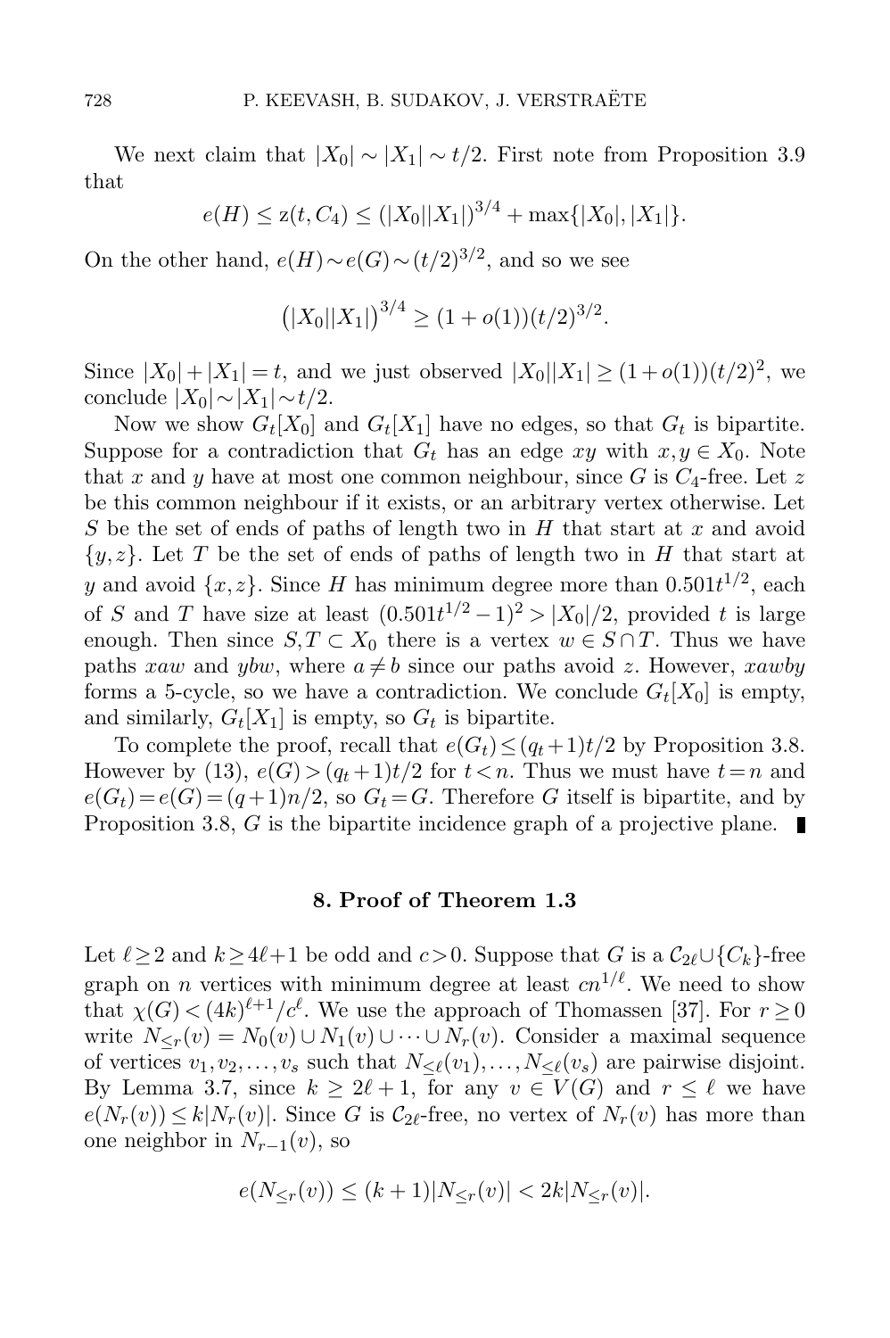We next claim that $|X_0| \sim |X_1| \sim t/2$. First note from Proposition 3.9 that

$$e(H) \le \mathrm{z}(t, C_4) \le (|X_0||X_1|)^{3/4} + \max\{|X_0|, |X_1|\}.$$

On the other hand, $e(H) \sim e(G) \sim (t/2)^{3/2}$, and so we see

$$\left(|X_0||X_1|\right)^{3/4} \ge (1 + o(1))(t/2)^{3/2}.$$

Since $|X_0| + |X_1| = t$, and we just observed $|X_0||X_1| \ge (1 + o(1))(t/2)^2$, we conclude $|X_0| \sim |X_1| \sim t/2$.

Now we show $G_t[X_0]$ and $G_t[X_1]$ have no edges, so that $G_t$ is bipartite. Suppose for a contradiction that $G_t$ has an edge $xy$ with $x, y \in X_0$. Note that $x$ and $y$ have at most one common neighbour, since $G$ is $C_4$-free. Let $z$ be this common neighbour if it exists, or an arbitrary vertex otherwise. Let $S$ be the set of ends of paths of length two in $H$ that start at $x$ and avoid $\{y, z\}$. Let $T$ be the set of ends of paths of length two in $H$ that start at $y$ and avoid $\{x, z\}$. Since $H$ has minimum degree more than $0.501t^{1/2}$, each of $S$ and $T$ have size at least $(0.501t^{1/2} - 1)^2 > |X_0|/2$, provided $t$ is large enough. Then since $S, T \subset X_0$ there is a vertex $w \in S \cap T$. Thus we have paths $xaw$ and $ybw$, where $a \ne b$ since our paths avoid $z$. However, $xawby$ forms a 5-cycle, so we have a contradiction. We conclude $G_t[X_0]$ is empty, and similarly, $G_t[X_1]$ is empty, so $G_t$ is bipartite.

To complete the proof, recall that $e(G_t) \le (q_t + 1)t/2$ by Proposition 3.8. However by (13), $e(G) > (q_t + 1)t/2$ for $t < n$. Thus we must have $t = n$ and $e(G_t) = e(G) = (q + 1)n/2$, so $G_t = G$. Therefore $G$ itself is bipartite, and by Proposition 3.8, $G$ is the bipartite incidence graph of a projective plane. ∎

## 8. Proof of Theorem 1.3

Let $\ell \ge 2$ and $k \ge 4\ell + 1$ be odd and $c > 0$. Suppose that $G$ is a $\mathcal{C}_{2\ell} \cup \{C_k\}$-free graph on $n$ vertices with minimum degree at least $cn^{1/\ell}$. We need to show that $\chi(G) < (4k)^{\ell+1}/c^{\ell}$. We use the approach of Thomassen [37]. For $r \ge 0$ write $N_{\le r}(v) = N_0(v) \cup N_1(v) \cup \cdots \cup N_r(v)$. Consider a maximal sequence of vertices $v_1, v_2, \ldots, v_s$ such that $N_{\le \ell}(v_1), \ldots, N_{\le \ell}(v_s)$ are pairwise disjoint. By Lemma 3.7, since $k \ge 2\ell + 1$, for any $v \in V(G)$ and $r \le \ell$ we have $e(N_r(v)) \le k|N_r(v)|$. Since $G$ is $\mathcal{C}_{2\ell}$-free, no vertex of $N_r(v)$ has more than one neighbor in $N_{r-1}(v)$, so

$$e(N_{\le r}(v)) \le (k + 1)|N_{\le r}(v)| < 2k|N_{\le r}(v)|.$$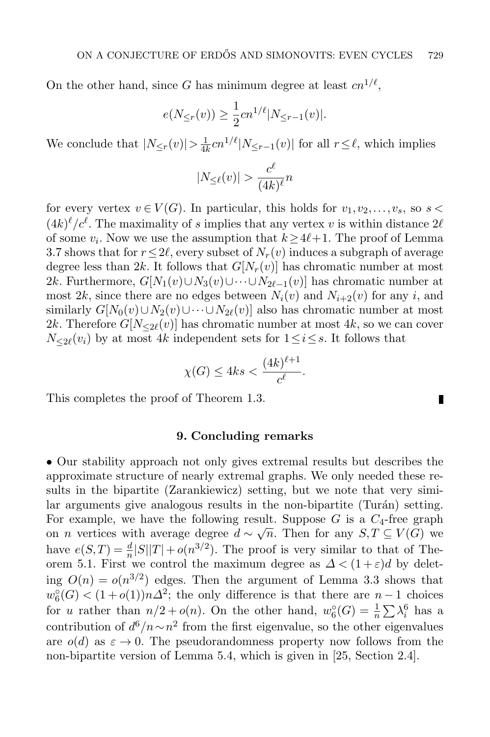On the other hand, since $G$ has minimum degree at least $cn^{1/\ell}$,

$$e(N_{\leq r}(v)) \geq \frac{1}{2} cn^{1/\ell} |N_{\leq r-1}(v)|.$$

We conclude that $|N_{\leq r}(v)| > \frac{1}{4k} cn^{1/\ell} |N_{\leq r-1}(v)|$ for all $r \leq \ell$, which implies

$$|N_{\leq \ell}(v)| > \frac{c^\ell}{(4k)^\ell} n$$

for every vertex $v \in V(G)$. In particular, this holds for $v_1, v_2, \ldots, v_s$, so $s < (4k)^\ell / c^\ell$. The maximality of $s$ implies that any vertex $v$ is within distance $2\ell$ of some $v_i$. Now we use the assumption that $k \geq 4\ell + 1$. The proof of Lemma 3.7 shows that for $r \leq 2\ell$, every subset of $N_r(v)$ induces a subgraph of average degree less than $2k$. It follows that $G[N_r(v)]$ has chromatic number at most $2k$. Furthermore, $G[N_1(v) \cup N_3(v) \cup \cdots \cup N_{2\ell-1}(v)]$ has chromatic number at most $2k$, since there are no edges between $N_i(v)$ and $N_{i+2}(v)$ for any $i$, and similarly $G[N_0(v) \cup N_2(v) \cup \cdots \cup N_{2\ell}(v)]$ also has chromatic number at most $2k$. Therefore $G[N_{\leq 2\ell}(v)]$ has chromatic number at most $4k$, so we can cover $N_{\leq 2\ell}(v_i)$ by at most $4k$ independent sets for $1 \leq i \leq s$. It follows that

$$\chi(G) \leq 4ks < \frac{(4k)^{\ell+1}}{c^\ell}.$$

This completes the proof of Theorem 1.3. ∎

## 9. Concluding remarks

- Our stability approach not only gives extremal results but describes the approximate structure of nearly extremal graphs. We only needed these results in the bipartite (Zarankiewicz) setting, but we note that very similar arguments give analogous results in the non-bipartite (Turán) setting. For example, we have the following result. Suppose $G$ is a $C_4$-free graph on $n$ vertices with average degree $d \sim \sqrt{n}$. Then for any $S, T \subseteq V(G)$ we have $e(S,T) = \frac{d}{n}|S||T| + o(n^{3/2})$. The proof is very similar to that of Theorem 5.1. First we control the maximum degree as $\Delta < (1+\varepsilon)d$ by deleting $O(n) = o(n^{3/2})$ edges. Then the argument of Lemma 3.3 shows that $w_6^\circ(G) < (1+o(1))n\Delta^2$; the only difference is that there are $n-1$ choices for $u$ rather than $n/2 + o(n)$. On the other hand, $w_6^\circ(G) = \frac{1}{n}\sum \lambda_i^6$ has a contribution of $d^6/n \sim n^2$ from the first eigenvalue, so the other eigenvalues are $o(d)$ as $\varepsilon \to 0$. The pseudorandomness property now follows from the non-bipartite version of Lemma 5.4, which is given in [25, Section 2.4].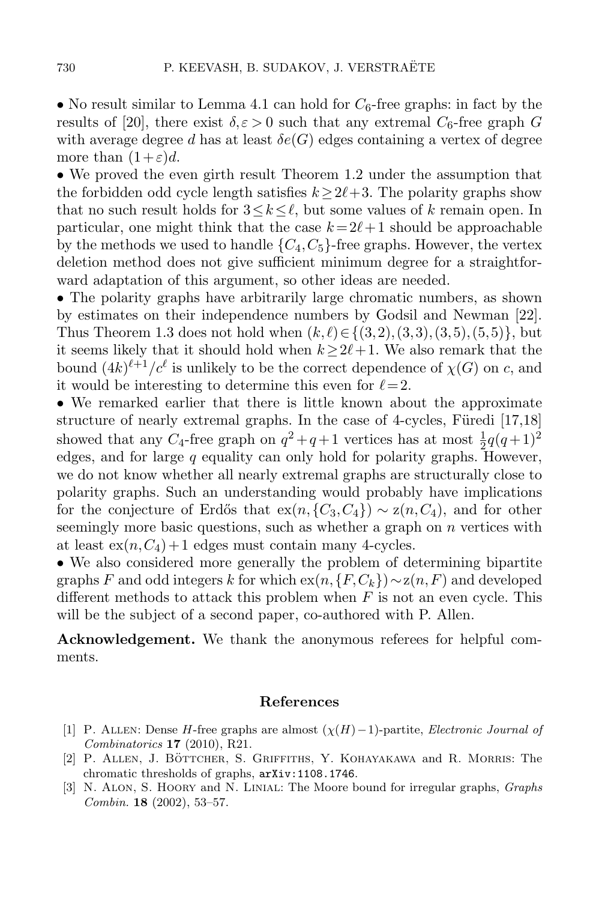• No result similar to Lemma 4.1 can hold for $C_6$-free graphs: in fact by the results of [20], there exist $\delta, \varepsilon > 0$ such that any extremal $C_6$-free graph $G$ with average degree $d$ has at least $\delta e(G)$ edges containing a vertex of degree more than $(1+\varepsilon)d$.

• We proved the even girth result Theorem 1.2 under the assumption that the forbidden odd cycle length satisfies $k \geq 2\ell+3$. The polarity graphs show that no such result holds for $3 \leq k \leq \ell$, but some values of $k$ remain open. In particular, one might think that the case $k = 2\ell+1$ should be approachable by the methods we used to handle $\{C_4, C_5\}$-free graphs. However, the vertex deletion method does not give sufficient minimum degree for a straightforward adaptation of this argument, so other ideas are needed.

• The polarity graphs have arbitrarily large chromatic numbers, as shown by estimates on their independence numbers by Godsil and Newman [22]. Thus Theorem 1.3 does not hold when $(k,\ell) \in \{(3,2),(3,3),(3,5),(5,5)\}$, but it seems likely that it should hold when $k \geq 2\ell+1$. We also remark that the bound $(4k)^{\ell+1}/c^{\ell}$ is unlikely to be the correct dependence of $\chi(G)$ on $c$, and it would be interesting to determine this even for $\ell = 2$.

• We remarked earlier that there is little known about the approximate structure of nearly extremal graphs. In the case of 4-cycles, Füredi [17,18] showed that any $C_4$-free graph on $q^2+q+1$ vertices has at most $\frac{1}{2}q(q+1)^2$ edges, and for large $q$ equality can only hold for polarity graphs. However, we do not know whether all nearly extremal graphs are structurally close to polarity graphs. Such an understanding would probably have implications for the conjecture of Erdős that $\mathrm{ex}(n, \{C_3, C_4\}) \sim \mathrm{z}(n, C_4)$, and for other seemingly more basic questions, such as whether a graph on $n$ vertices with at least $\mathrm{ex}(n, C_4)+1$ edges must contain many 4-cycles.

• We also considered more generally the problem of determining bipartite graphs $F$ and odd integers $k$ for which $\mathrm{ex}(n, \{F, C_k\}) \sim \mathrm{z}(n, F)$ and developed different methods to attack this problem when $F$ is not an even cycle. This will be the subject of a second paper, co-authored with P. Allen.

**Acknowledgement.** We thank the anonymous referees for helpful comments.

## References

[1] P. Allen: Dense $H$-free graphs are almost $(\chi(H)-1)$-partite, *Electronic Journal of Combinatorics* **17** (2010), R21.

[2] P. Allen, J. Böttcher, S. Griffiths, Y. Kohayakawa and R. Morris: The chromatic thresholds of graphs, arXiv:1108.1746.

[3] N. Alon, S. Hoory and N. Linial: The Moore bound for irregular graphs, *Graphs Combin.* **18** (2002), 53–57.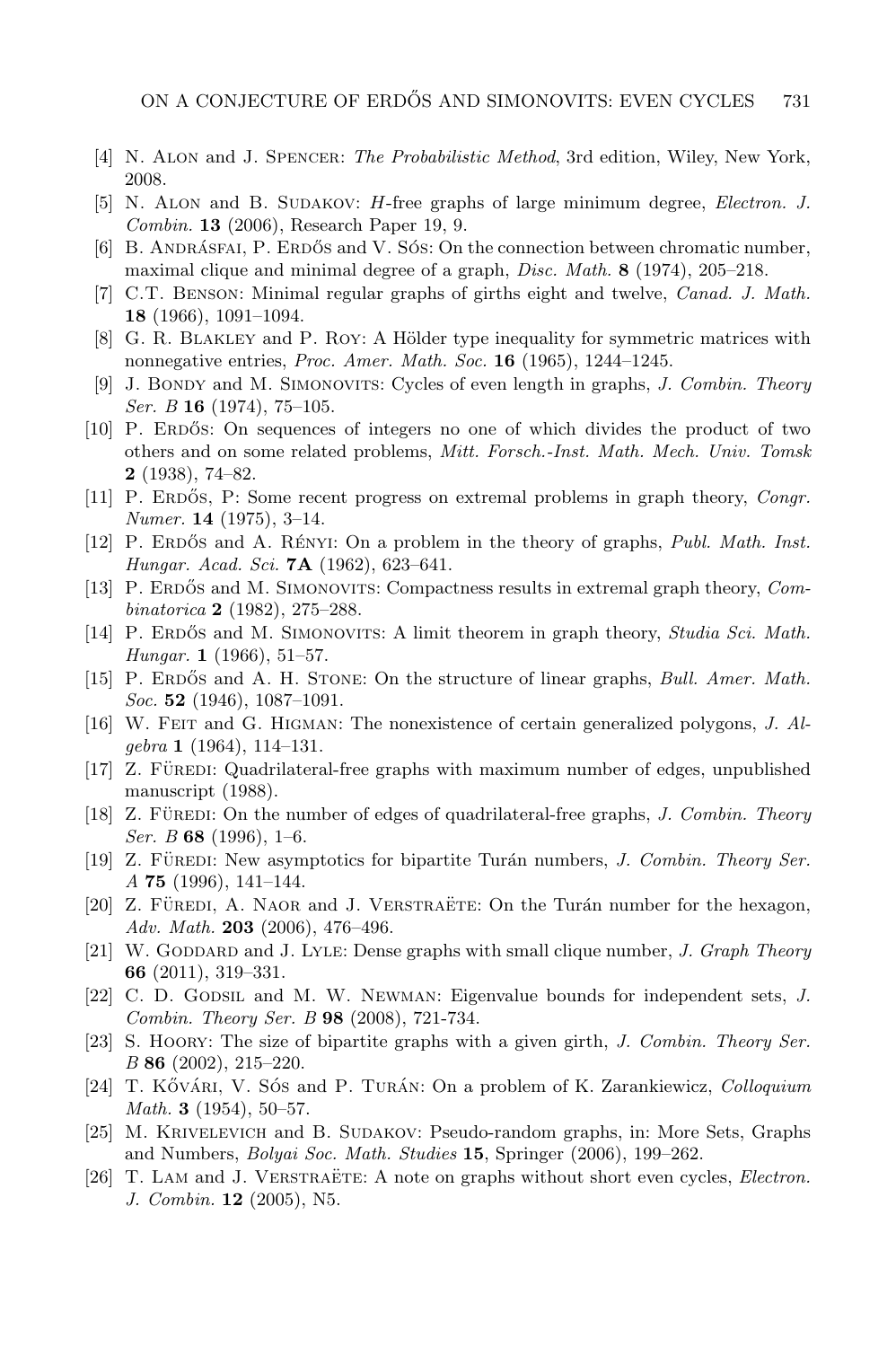[4] N. Alon and J. Spencer: *The Probabilistic Method*, 3rd edition, Wiley, New York, 2008.

[5] N. Alon and B. Sudakov: $H$-free graphs of large minimum degree, *Electron. J. Combin.* **13** (2006), Research Paper 19, 9.

[6] B. Andrásfai, P. Erdős and V. Sós: On the connection between chromatic number, maximal clique and minimal degree of a graph, *Disc. Math.* **8** (1974), 205–218.

[7] C.T. Benson: Minimal regular graphs of girths eight and twelve, *Canad. J. Math.* **18** (1966), 1091–1094.

[8] G. R. Blakley and P. Roy: A Hölder type inequality for symmetric matrices with nonnegative entries, *Proc. Amer. Math. Soc.* **16** (1965), 1244–1245.

[9] J. Bondy and M. Simonovits: Cycles of even length in graphs, *J. Combin. Theory Ser. B* **16** (1974), 75–105.

[10] P. Erdős: On sequences of integers no one of which divides the product of two others and on some related problems, *Mitt. Forsch.-Inst. Math. Mech. Univ. Tomsk* **2** (1938), 74–82.

[11] P. Erdős, P: Some recent progress on extremal problems in graph theory, *Congr. Numer.* **14** (1975), 3–14.

[12] P. Erdős and A. Rényi: On a problem in the theory of graphs, *Publ. Math. Inst. Hungar. Acad. Sci.* **7A** (1962), 623–641.

[13] P. Erdős and M. Simonovits: Compactness results in extremal graph theory, *Combinatorica* **2** (1982), 275–288.

[14] P. Erdős and M. Simonovits: A limit theorem in graph theory, *Studia Sci. Math. Hungar.* **1** (1966), 51–57.

[15] P. Erdős and A. H. Stone: On the structure of linear graphs, *Bull. Amer. Math. Soc.* **52** (1946), 1087–1091.

[16] W. Feit and G. Higman: The nonexistence of certain generalized polygons, *J. Algebra* **1** (1964), 114–131.

[17] Z. Füredi: Quadrilateral-free graphs with maximum number of edges, unpublished manuscript (1988).

[18] Z. Füredi: On the number of edges of quadrilateral-free graphs, *J. Combin. Theory Ser. B* **68** (1996), 1–6.

[19] Z. Füredi: New asymptotics for bipartite Turán numbers, *J. Combin. Theory Ser. A* **75** (1996), 141–144.

[20] Z. Füredi, A. Naor and J. Verstraëte: On the Turán number for the hexagon, *Adv. Math.* **203** (2006), 476–496.

[21] W. Goddard and J. Lyle: Dense graphs with small clique number, *J. Graph Theory* **66** (2011), 319–331.

[22] C. D. Godsil and M. W. Newman: Eigenvalue bounds for independent sets, *J. Combin. Theory Ser. B* **98** (2008), 721-734.

[23] S. Hoory: The size of bipartite graphs with a given girth, *J. Combin. Theory Ser. B* **86** (2002), 215–220.

[24] T. Kővári, V. Sós and P. Turán: On a problem of K. Zarankiewicz, *Colloquium Math.* **3** (1954), 50–57.

[25] M. Krivelevich and B. Sudakov: Pseudo-random graphs, in: More Sets, Graphs and Numbers, *Bolyai Soc. Math. Studies* **15**, Springer (2006), 199–262.

[26] T. Lam and J. Verstraëte: A note on graphs without short even cycles, *Electron. J. Combin.* **12** (2005), N5.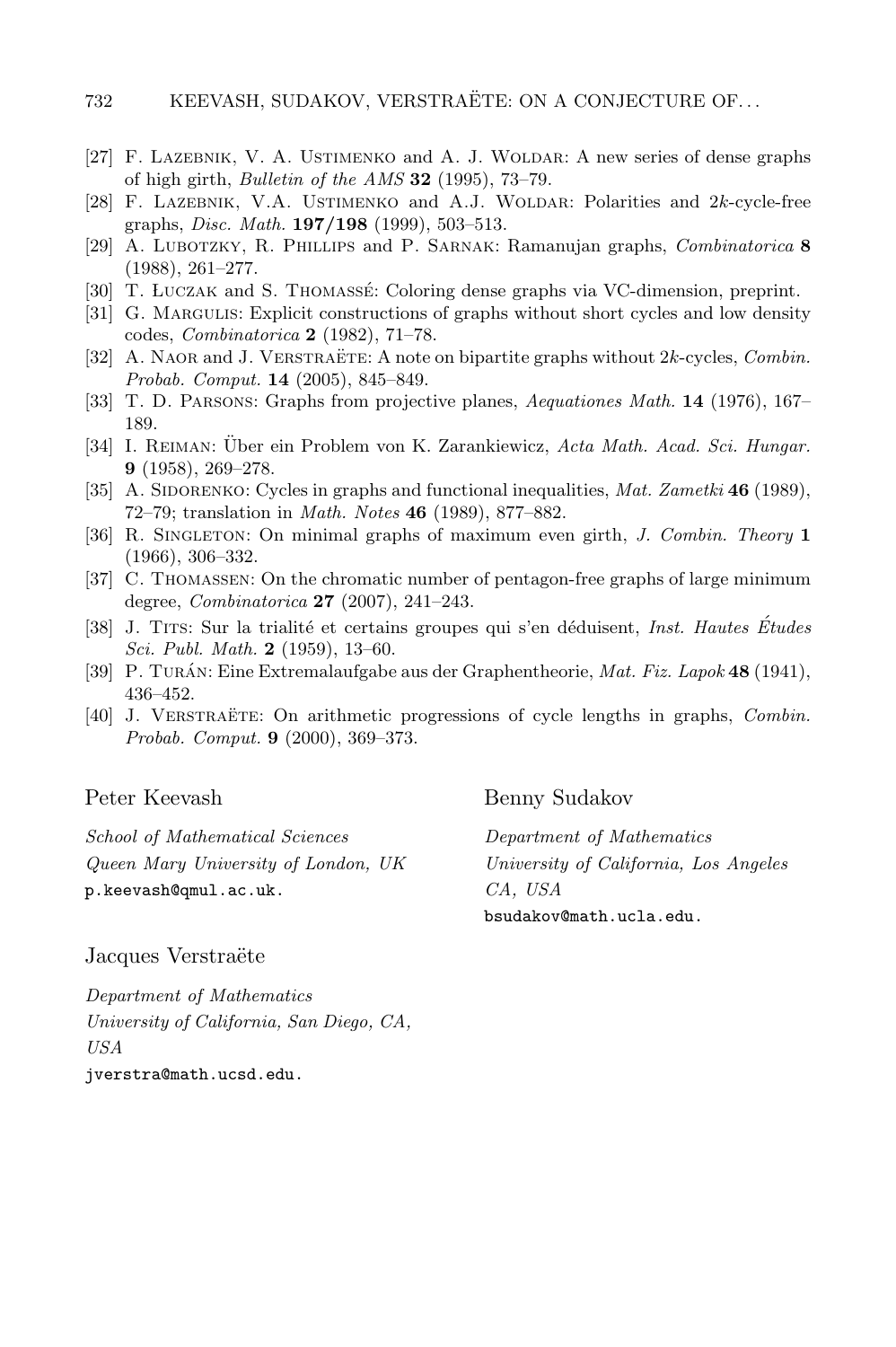[27] F. Lazebnik, V. A. Ustimenko and A. J. Woldar: A new series of dense graphs of high girth, *Bulletin of the AMS* **32** (1995), 73–79.

[28] F. Lazebnik, V.A. Ustimenko and A.J. Woldar: Polarities and $2k$-cycle-free graphs, *Disc. Math.* **197/198** (1999), 503–513.

[29] A. Lubotzky, R. Phillips and P. Sarnak: Ramanujan graphs, *Combinatorica* **8** (1988), 261–277.

[30] T. Łuczak and S. Thomassé: Coloring dense graphs via VC-dimension, preprint.

[31] G. Margulis: Explicit constructions of graphs without short cycles and low density codes, *Combinatorica* **2** (1982), 71–78.

[32] A. Naor and J. Verstraëte: A note on bipartite graphs without $2k$-cycles, *Combin. Probab. Comput.* **14** (2005), 845–849.

[33] T. D. Parsons: Graphs from projective planes, *Aequationes Math.* **14** (1976), 167–189.

[34] I. Reiman: Über ein Problem von K. Zarankiewicz, *Acta Math. Acad. Sci. Hungar.* **9** (1958), 269–278.

[35] A. Sidorenko: Cycles in graphs and functional inequalities, *Mat. Zametki* **46** (1989), 72–79; translation in *Math. Notes* **46** (1989), 877–882.

[36] R. Singleton: On minimal graphs of maximum even girth, *J. Combin. Theory* **1** (1966), 306–332.

[37] C. Thomassen: On the chromatic number of pentagon-free graphs of large minimum degree, *Combinatorica* **27** (2007), 241–243.

[38] J. Tits: Sur la trialité et certains groupes qui s'en déduisent, *Inst. Hautes Études Sci. Publ. Math.* **2** (1959), 13–60.

[39] P. Turán: Eine Extremalaufgabe aus der Graphentheorie, *Mat. Fiz. Lapok* **48** (1941), 436–452.

[40] J. Verstraëte: On arithmetic progressions of cycle lengths in graphs, *Combin. Probab. Comput.* **9** (2000), 369–373.

Peter Keevash

*School of Mathematical Sciences*
*Queen Mary University of London, UK*
p.keevash@qmul.ac.uk.

Benny Sudakov

*Department of Mathematics*
*University of California, Los Angeles*
*CA, USA*
bsudakov@math.ucla.edu.

Jacques Verstraëte

*Department of Mathematics*
*University of California, San Diego, CA,*
*USA*
jverstra@math.ucsd.edu.